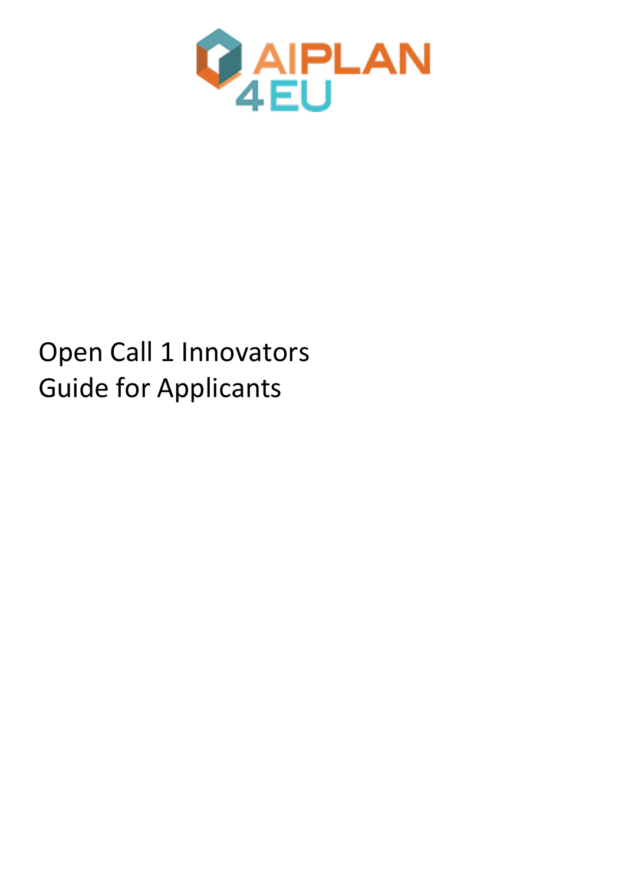AIPLAN 4EU

# Open Call 1 Innovators Guide for Applicants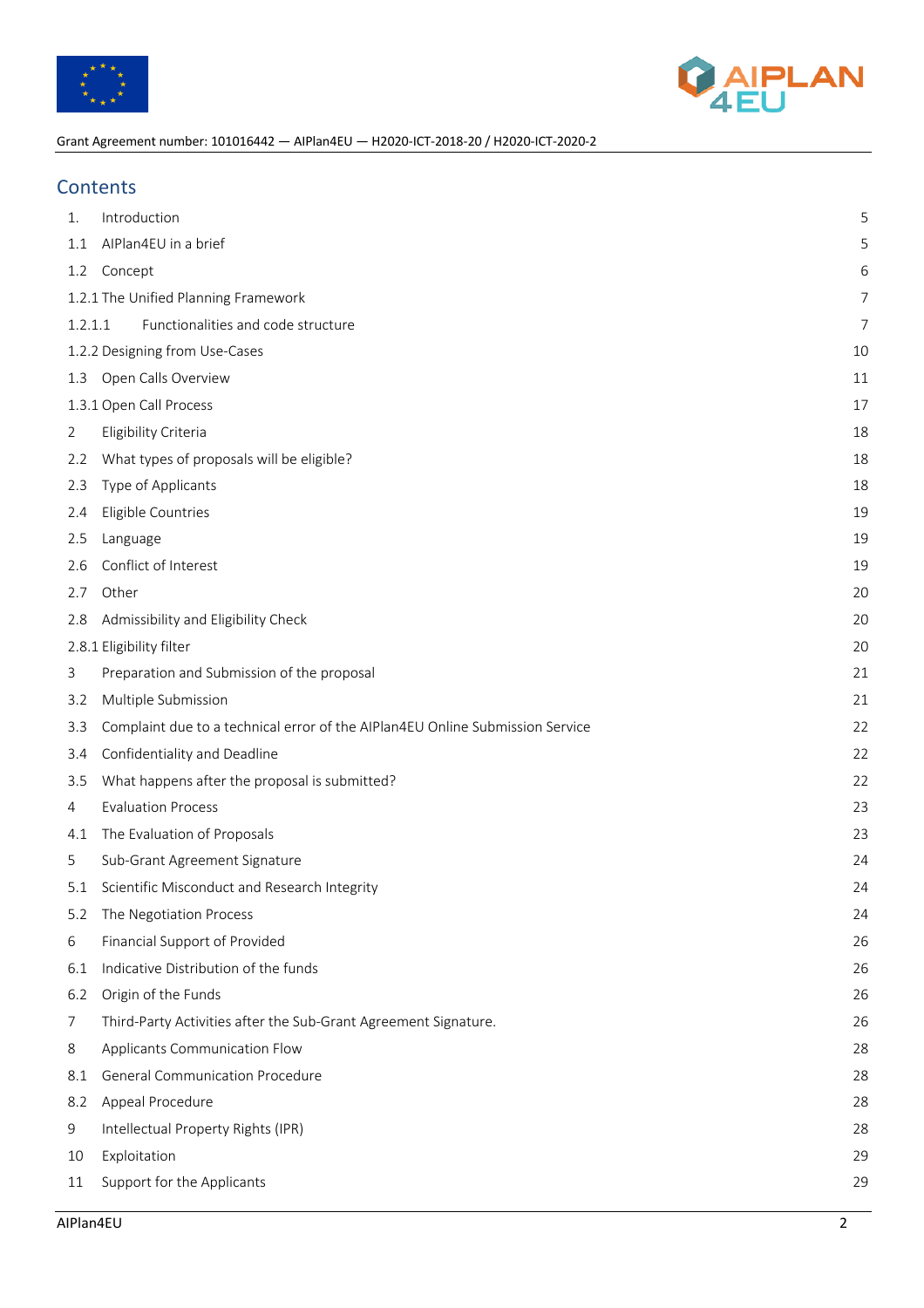## Contents

| | | |
|---|---|---|
| 1. | Introduction | 5 |
| 1.1 | AIPlan4EU in a brief | 5 |
| 1.2 | Concept | 6 |
| 1.2.1 The Unified Planning Framework | | 7 |
| 1.2.1.1 | Functionalities and code structure | 7 |
| 1.2.2 Designing from Use-Cases | | 10 |
| 1.3 | Open Calls Overview | 11 |
| 1.3.1 Open Call Process | | 17 |
| 2 | Eligibility Criteria | 18 |
| 2.2 | What types of proposals will be eligible? | 18 |
| 2.3 | Type of Applicants | 18 |
| 2.4 | Eligible Countries | 19 |
| 2.5 | Language | 19 |
| 2.6 | Conflict of Interest | 19 |
| 2.7 | Other | 20 |
| 2.8 | Admissibility and Eligibility Check | 20 |
| 2.8.1 Eligibility filter | | 20 |
| 3 | Preparation and Submission of the proposal | 21 |
| 3.2 | Multiple Submission | 21 |
| 3.3 | Complaint due to a technical error of the AIPlan4EU Online Submission Service | 22 |
| 3.4 | Confidentiality and Deadline | 22 |
| 3.5 | What happens after the proposal is submitted? | 22 |
| 4 | Evaluation Process | 23 |
| 4.1 | The Evaluation of Proposals | 23 |
| 5 | Sub-Grant Agreement Signature | 24 |
| 5.1 | Scientific Misconduct and Research Integrity | 24 |
| 5.2 | The Negotiation Process | 24 |
| 6 | Financial Support of Provided | 26 |
| 6.1 | Indicative Distribution of the funds | 26 |
| 6.2 | Origin of the Funds | 26 |
| 7 | Third-Party Activities after the Sub-Grant Agreement Signature. | 26 |
| 8 | Applicants Communication Flow | 28 |
| 8.1 | General Communication Procedure | 28 |
| 8.2 | Appeal Procedure | 28 |
| 9 | Intellectual Property Rights (IPR) | 28 |
| 10 | Exploitation | 29 |
| 11 | Support for the Applicants | 29 |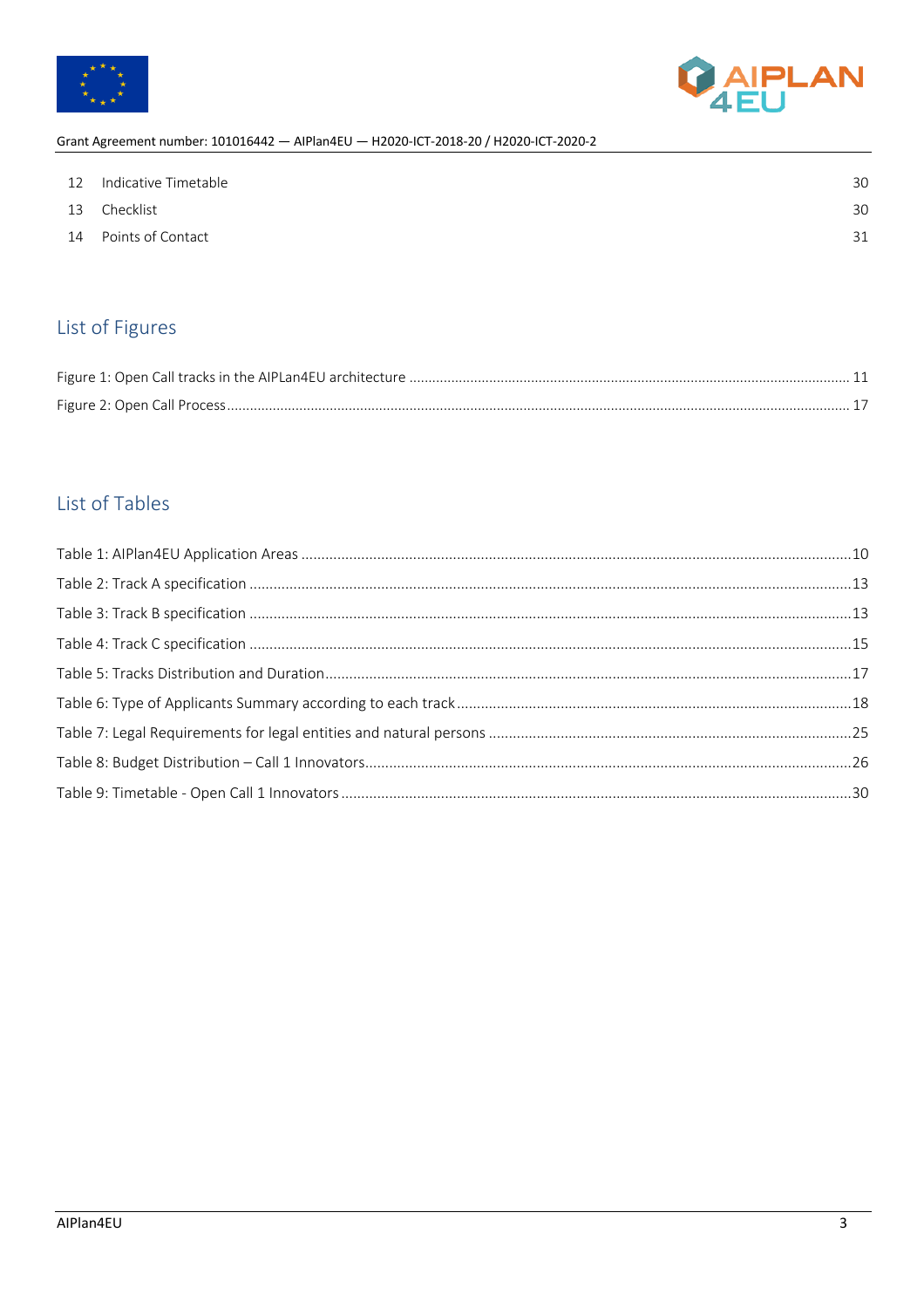| | | |
|---|---|---|
| 12 | Indicative Timetable | 30 |
| 13 | Checklist | 30 |
| 14 | Points of Contact | 31 |

## List of Figures

Figure 1: Open Call tracks in the AIPLan4EU architecture ........ 11

Figure 2: Open Call Process ........ 17

## List of Tables

Table 1: AIPlan4EU Application Areas ........ 10

Table 2: Track A specification ........ 13

Table 3: Track B specification ........ 13

Table 4: Track C specification ........ 15

Table 5: Tracks Distribution and Duration ........ 17

Table 6: Type of Applicants Summary according to each track ........ 18

Table 7: Legal Requirements for legal entities and natural persons ........ 25

Table 8: Budget Distribution – Call 1 Innovators ........ 26

Table 9: Timetable - Open Call 1 Innovators ........ 30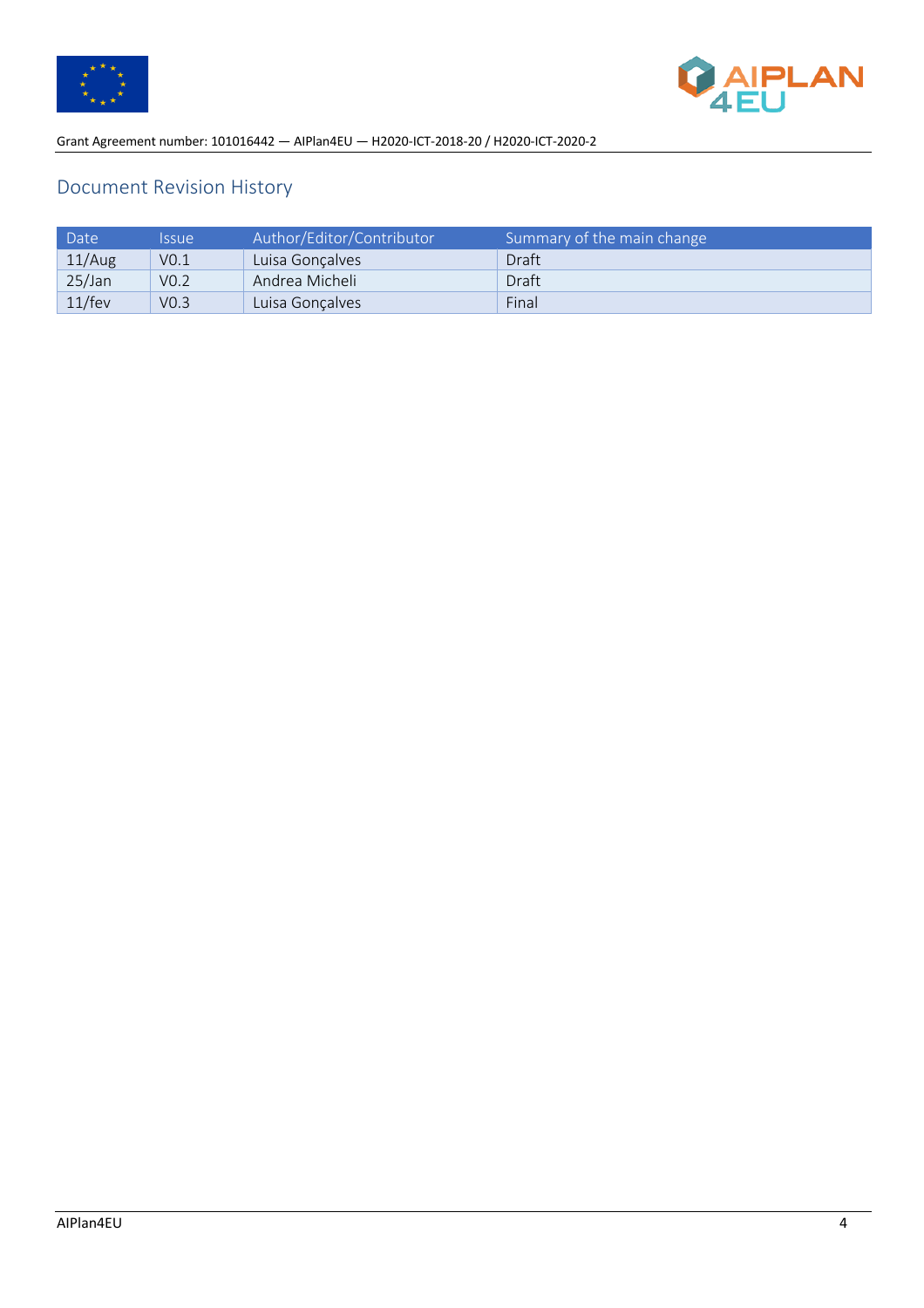## Document Revision History

| Date | Issue | Author/Editor/Contributor | Summary of the main change |
|---|---|---|---|
| 11/Aug | V0.1 | Luisa Gonçalves | Draft |
| 25/Jan | V0.2 | Andrea Micheli | Draft |
| 11/fev | V0.3 | Luisa Gonçalves | Final |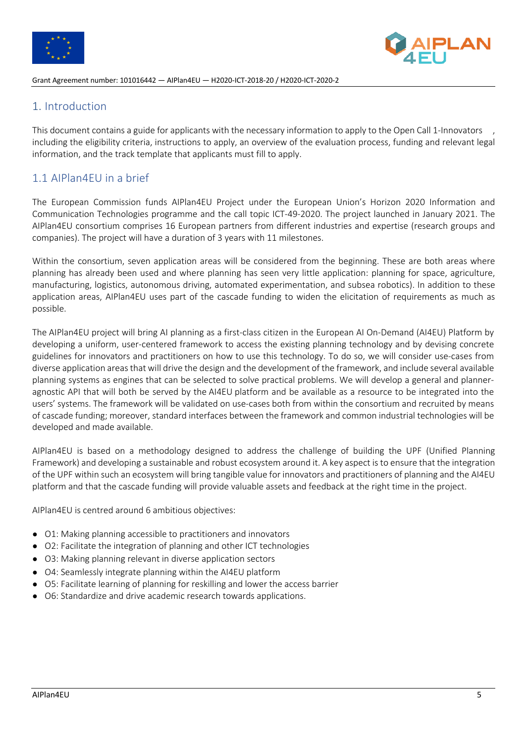# 1. Introduction

This document contains a guide for applicants with the necessary information to apply to the Open Call 1-Innovators , including the eligibility criteria, instructions to apply, an overview of the evaluation process, funding and relevant legal information, and the track template that applicants must fill to apply.

## 1.1 AIPlan4EU in a brief

The European Commission funds AIPlan4EU Project under the European Union's Horizon 2020 Information and Communication Technologies programme and the call topic ICT-49-2020. The project launched in January 2021. The AIPlan4EU consortium comprises 16 European partners from different industries and expertise (research groups and companies). The project will have a duration of 3 years with 11 milestones.

Within the consortium, seven application areas will be considered from the beginning. These are both areas where planning has already been used and where planning has seen very little application: planning for space, agriculture, manufacturing, logistics, autonomous driving, automated experimentation, and subsea robotics). In addition to these application areas, AIPlan4EU uses part of the cascade funding to widen the elicitation of requirements as much as possible.

The AIPlan4EU project will bring AI planning as a first-class citizen in the European AI On-Demand (AI4EU) Platform by developing a uniform, user-centered framework to access the existing planning technology and by devising concrete guidelines for innovators and practitioners on how to use this technology. To do so, we will consider use-cases from diverse application areas that will drive the design and the development of the framework, and include several available planning systems as engines that can be selected to solve practical problems. We will develop a general and planner-agnostic API that will both be served by the AI4EU platform and be available as a resource to be integrated into the users' systems. The framework will be validated on use-cases both from within the consortium and recruited by means of cascade funding; moreover, standard interfaces between the framework and common industrial technologies will be developed and made available.

AIPlan4EU is based on a methodology designed to address the challenge of building the UPF (Unified Planning Framework) and developing a sustainable and robust ecosystem around it. A key aspect is to ensure that the integration of the UPF within such an ecosystem will bring tangible value for innovators and practitioners of planning and the AI4EU platform and that the cascade funding will provide valuable assets and feedback at the right time in the project.

AIPlan4EU is centred around 6 ambitious objectives:

- O1: Making planning accessible to practitioners and innovators
- O2: Facilitate the integration of planning and other ICT technologies
- O3: Making planning relevant in diverse application sectors
- O4: Seamlessly integrate planning within the AI4EU platform
- O5: Facilitate learning of planning for reskilling and lower the access barrier
- O6: Standardize and drive academic research towards applications.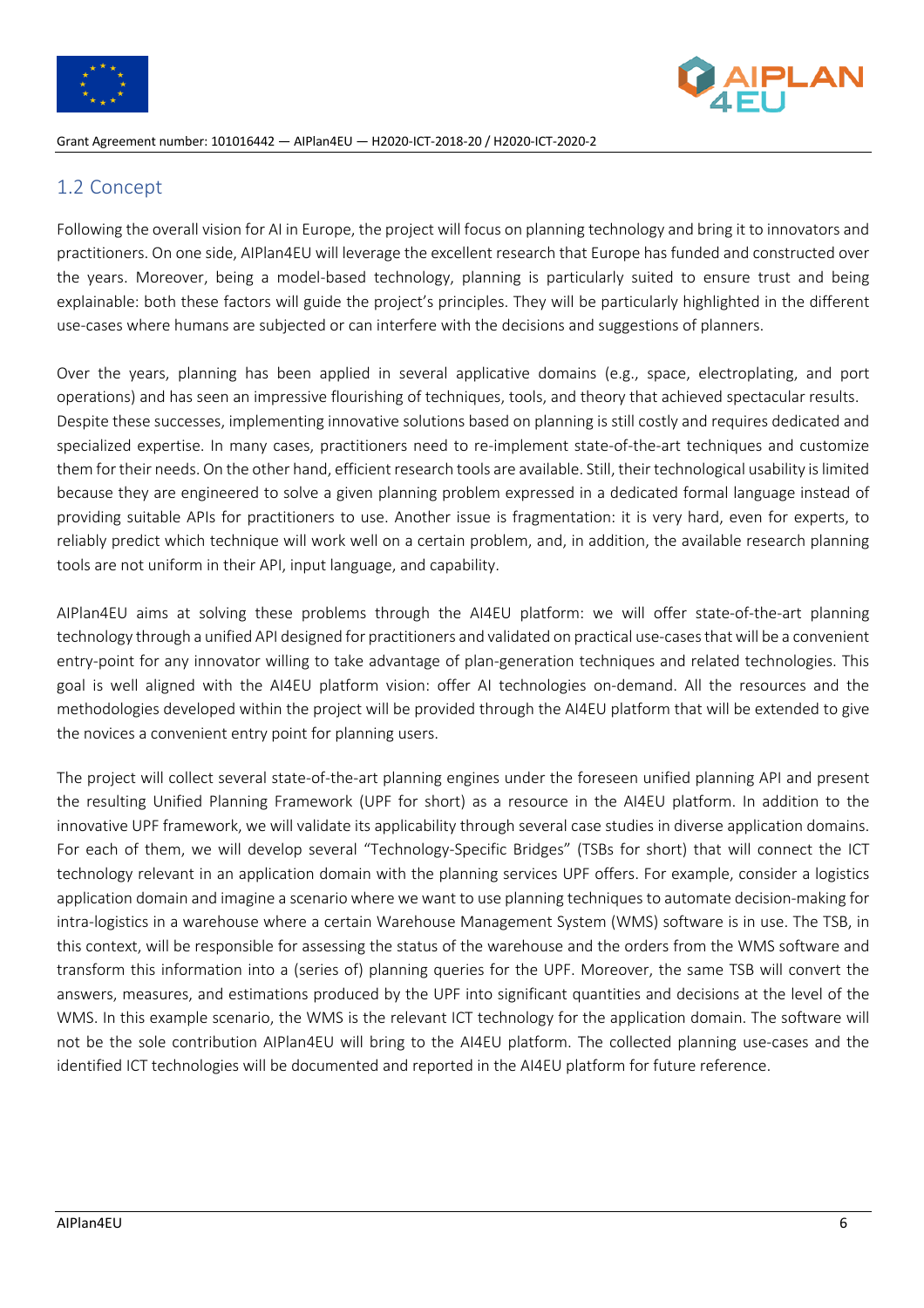## 1.2 Concept

Following the overall vision for AI in Europe, the project will focus on planning technology and bring it to innovators and practitioners. On one side, AIPlan4EU will leverage the excellent research that Europe has funded and constructed over the years. Moreover, being a model-based technology, planning is particularly suited to ensure trust and being explainable: both these factors will guide the project's principles. They will be particularly highlighted in the different use-cases where humans are subjected or can interfere with the decisions and suggestions of planners.

Over the years, planning has been applied in several applicative domains (e.g., space, electroplating, and port operations) and has seen an impressive flourishing of techniques, tools, and theory that achieved spectacular results. Despite these successes, implementing innovative solutions based on planning is still costly and requires dedicated and specialized expertise. In many cases, practitioners need to re-implement state-of-the-art techniques and customize them for their needs. On the other hand, efficient research tools are available. Still, their technological usability is limited because they are engineered to solve a given planning problem expressed in a dedicated formal language instead of providing suitable APIs for practitioners to use. Another issue is fragmentation: it is very hard, even for experts, to reliably predict which technique will work well on a certain problem, and, in addition, the available research planning tools are not uniform in their API, input language, and capability.

AIPlan4EU aims at solving these problems through the AI4EU platform: we will offer state-of-the-art planning technology through a unified API designed for practitioners and validated on practical use-cases that will be a convenient entry-point for any innovator willing to take advantage of plan-generation techniques and related technologies. This goal is well aligned with the AI4EU platform vision: offer AI technologies on-demand. All the resources and the methodologies developed within the project will be provided through the AI4EU platform that will be extended to give the novices a convenient entry point for planning users.

The project will collect several state-of-the-art planning engines under the foreseen unified planning API and present the resulting Unified Planning Framework (UPF for short) as a resource in the AI4EU platform. In addition to the innovative UPF framework, we will validate its applicability through several case studies in diverse application domains. For each of them, we will develop several "Technology-Specific Bridges" (TSBs for short) that will connect the ICT technology relevant in an application domain with the planning services UPF offers. For example, consider a logistics application domain and imagine a scenario where we want to use planning techniques to automate decision-making for intra-logistics in a warehouse where a certain Warehouse Management System (WMS) software is in use. The TSB, in this context, will be responsible for assessing the status of the warehouse and the orders from the WMS software and transform this information into a (series of) planning queries for the UPF. Moreover, the same TSB will convert the answers, measures, and estimations produced by the UPF into significant quantities and decisions at the level of the WMS. In this example scenario, the WMS is the relevant ICT technology for the application domain. The software will not be the sole contribution AIPlan4EU will bring to the AI4EU platform. The collected planning use-cases and the identified ICT technologies will be documented and reported in the AI4EU platform for future reference.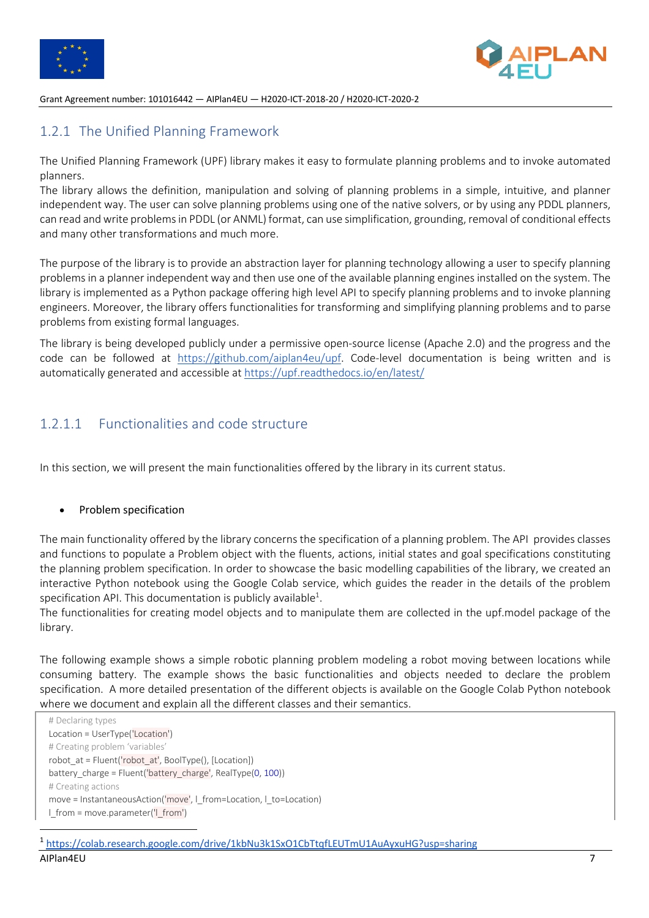### 1.2.1 The Unified Planning Framework

The Unified Planning Framework (UPF) library makes it easy to formulate planning problems and to invoke automated planners.
The library allows the definition, manipulation and solving of planning problems in a simple, intuitive, and planner independent way. The user can solve planning problems using one of the native solvers, or by using any PDDL planners, can read and write problems in PDDL (or ANML) format, can use simplification, grounding, removal of conditional effects and many other transformations and much more.

The purpose of the library is to provide an abstraction layer for planning technology allowing a user to specify planning problems in a planner independent way and then use one of the available planning engines installed on the system. The library is implemented as a Python package offering high level API to specify planning problems and to invoke planning engineers. Moreover, the library offers functionalities for transforming and simplifying planning problems and to parse problems from existing formal languages.

The library is being developed publicly under a permissive open-source license (Apache 2.0) and the progress and the code can be followed at https://github.com/aiplan4eu/upf. Code-level documentation is being written and is automatically generated and accessible at https://upf.readthedocs.io/en/latest/

#### 1.2.1.1 Functionalities and code structure

In this section, we will present the main functionalities offered by the library in its current status.

- Problem specification

The main functionality offered by the library concerns the specification of a planning problem. The API provides classes and functions to populate a Problem object with the fluents, actions, initial states and goal specifications constituting the planning problem specification. In order to showcase the basic modelling capabilities of the library, we created an interactive Python notebook using the Google Colab service, which guides the reader in the details of the problem specification API. This documentation is publicly available[1].
The functionalities for creating model objects and to manipulate them are collected in the upf.model package of the library.

The following example shows a simple robotic planning problem modeling a robot moving between locations while consuming battery. The example shows the basic functionalities and objects needed to declare the problem specification. A more detailed presentation of the different objects is available on the Google Colab Python notebook where we document and explain all the different classes and their semantics.

```
# Declaring types
Location = UserType('Location')
# Creating problem 'variables'
robot_at = Fluent('robot_at', BoolType(), [Location])
battery_charge = Fluent('battery_charge', RealType(0, 100))
# Creating actions
move = InstantaneousAction('move', l_from=Location, l_to=Location)
l_from = move.parameter('l_from')
```

[1] https://colab.research.google.com/drive/1kbNu3k1SxO1CbTtqfLEUTmU1AuAyxuHG?usp=sharing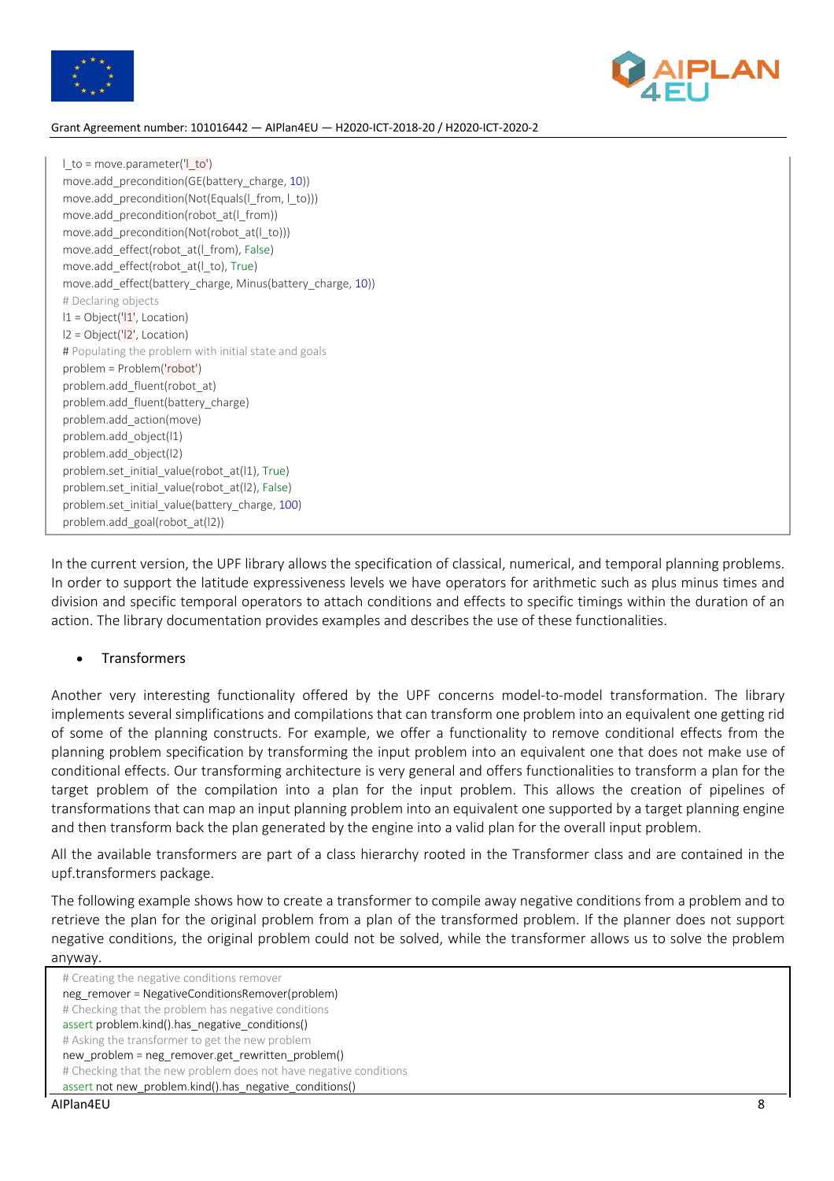```
l_to = move.parameter('l_to')
move.add_precondition(GE(battery_charge, 10))
move.add_precondition(Not(Equals(l_from, l_to)))
move.add_precondition(robot_at(l_from))
move.add_precondition(Not(robot_at(l_to)))
move.add_effect(robot_at(l_from), False)
move.add_effect(robot_at(l_to), True)
move.add_effect(battery_charge, Minus(battery_charge, 10))
# Declaring objects
l1 = Object('l1', Location)
l2 = Object('l2', Location)
# Populating the problem with initial state and goals
problem = Problem('robot')
problem.add_fluent(robot_at)
problem.add_fluent(battery_charge)
problem.add_action(move)
problem.add_object(l1)
problem.add_object(l2)
problem.set_initial_value(robot_at(l1), True)
problem.set_initial_value(robot_at(l2), False)
problem.set_initial_value(battery_charge, 100)
problem.add_goal(robot_at(l2))
```

In the current version, the UPF library allows the specification of classical, numerical, and temporal planning problems. In order to support the latitude expressiveness levels we have operators for arithmetic such as plus minus times and division and specific temporal operators to attach conditions and effects to specific timings within the duration of an action. The library documentation provides examples and describes the use of these functionalities.

- Transformers

Another very interesting functionality offered by the UPF concerns model-to-model transformation. The library implements several simplifications and compilations that can transform one problem into an equivalent one getting rid of some of the planning constructs. For example, we offer a functionality to remove conditional effects from the planning problem specification by transforming the input problem into an equivalent one that does not make use of conditional effects. Our transforming architecture is very general and offers functionalities to transform a plan for the target problem of the compilation into a plan for the input problem. This allows the creation of pipelines of transformations that can map an input planning problem into an equivalent one supported by a target planning engine and then transform back the plan generated by the engine into a valid plan for the overall input problem.

All the available transformers are part of a class hierarchy rooted in the Transformer class and are contained in the upf.transformers package.

The following example shows how to create a transformer to compile away negative conditions from a problem and to retrieve the plan for the original problem from a plan of the transformed problem. If the planner does not support negative conditions, the original problem could not be solved, while the transformer allows us to solve the problem anyway.

```
# Creating the negative conditions remover
neg_remover = NegativeConditionsRemover(problem)
# Checking that the problem has negative conditions
assert problem.kind().has_negative_conditions()
# Asking the transformer to get the new problem
new_problem = neg_remover.get_rewritten_problem()
# Checking that the new problem does not have negative conditions
assert not new_problem.kind().has_negative_conditions()
```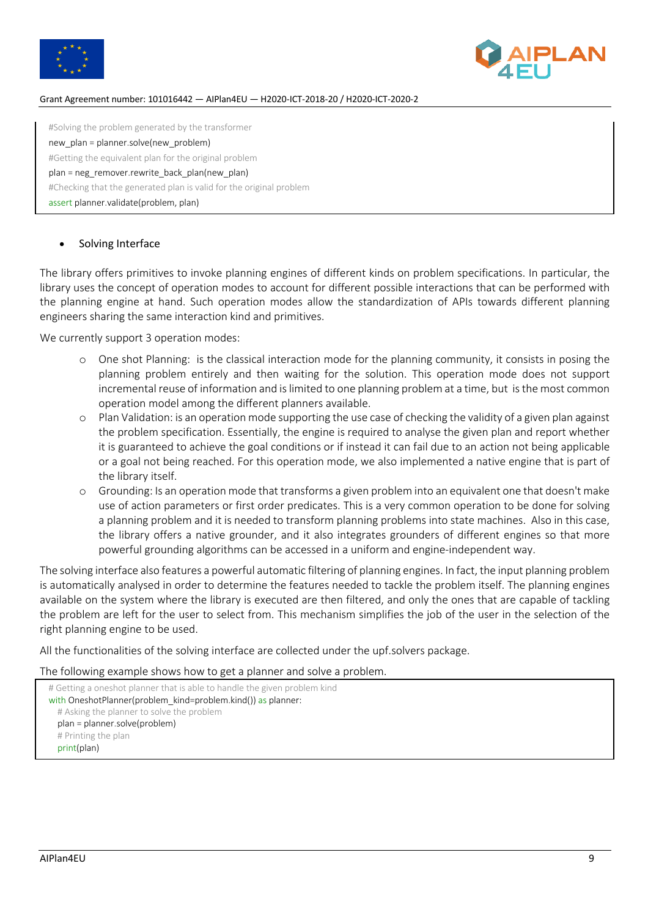```
#Solving the problem generated by the transformer
new_plan = planner.solve(new_problem)
#Getting the equivalent plan for the original problem
plan = neg_remover.rewrite_back_plan(new_plan)
#Checking that the generated plan is valid for the original problem
assert planner.validate(problem, plan)
```

- Solving Interface

The library offers primitives to invoke planning engines of different kinds on problem specifications. In particular, the library uses the concept of operation modes to account for different possible interactions that can be performed with the planning engine at hand. Such operation modes allow the standardization of APIs towards different planning engineers sharing the same interaction kind and primitives.

We currently support 3 operation modes:

- One shot Planning: is the classical interaction mode for the planning community, it consists in posing the planning problem entirely and then waiting for the solution. This operation mode does not support incremental reuse of information and is limited to one planning problem at a time, but is the most common operation model among the different planners available.
- Plan Validation: is an operation mode supporting the use case of checking the validity of a given plan against the problem specification. Essentially, the engine is required to analyse the given plan and report whether it is guaranteed to achieve the goal conditions or if instead it can fail due to an action not being applicable or a goal not being reached. For this operation mode, we also implemented a native engine that is part of the library itself.
- Grounding: Is an operation mode that transforms a given problem into an equivalent one that doesn't make use of action parameters or first order predicates. This is a very common operation to be done for solving a planning problem and it is needed to transform planning problems into state machines. Also in this case, the library offers a native grounder, and it also integrates grounders of different engines so that more powerful grounding algorithms can be accessed in a uniform and engine-independent way.

The solving interface also features a powerful automatic filtering of planning engines. In fact, the input planning problem is automatically analysed in order to determine the features needed to tackle the problem itself. The planning engines available on the system where the library is executed are then filtered, and only the ones that are capable of tackling the problem are left for the user to select from. This mechanism simplifies the job of the user in the selection of the right planning engine to be used.

All the functionalities of the solving interface are collected under the upf.solvers package.

The following example shows how to get a planner and solve a problem.

```
# Getting a oneshot planner that is able to handle the given problem kind
with OneshotPlanner(problem_kind=problem.kind()) as planner:
    # Asking the planner to solve the problem
    plan = planner.solve(problem)
    # Printing the plan
    print(plan)
```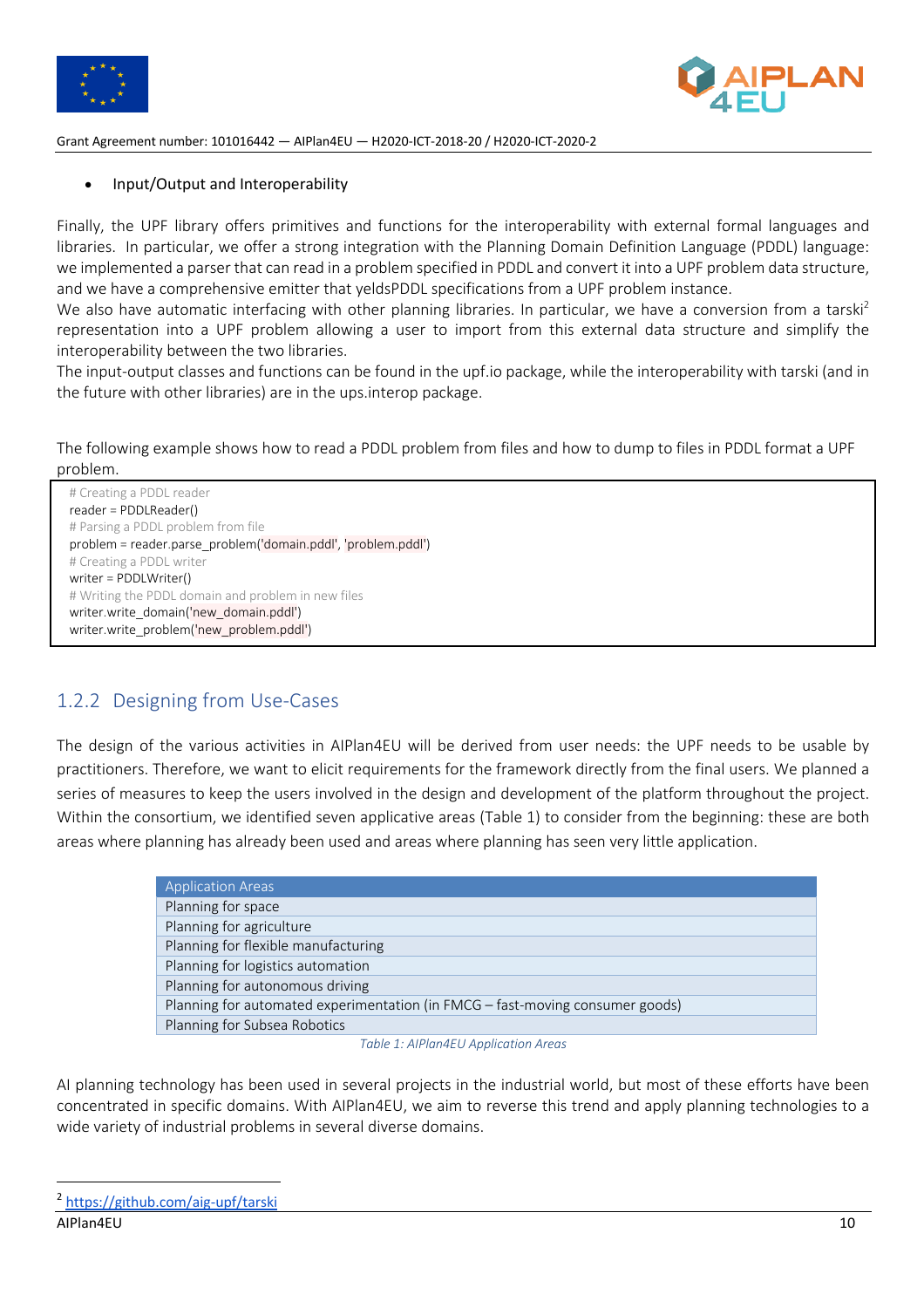- Input/Output and Interoperability

Finally, the UPF library offers primitives and functions for the interoperability with external formal languages and libraries. In particular, we offer a strong integration with the Planning Domain Definition Language (PDDL) language: we implemented a parser that can read in a problem specified in PDDL and convert it into a UPF problem data structure, and we have a comprehensive emitter that yeldsPDDL specifications from a UPF problem instance.
We also have automatic interfacing with other planning libraries. In particular, we have a conversion from a tarski[2] representation into a UPF problem allowing a user to import from this external data structure and simplify the interoperability between the two libraries.
The input-output classes and functions can be found in the upf.io package, while the interoperability with tarski (and in the future with other libraries) are in the ups.interop package.

The following example shows how to read a PDDL problem from files and how to dump to files in PDDL format a UPF problem.

```
# Creating a PDDL reader
reader = PDDLReader()
# Parsing a PDDL problem from file
problem = reader.parse_problem('domain.pddl', 'problem.pddl')
# Creating a PDDL writer
writer = PDDLWriter()
# Writing the PDDL domain and problem in new files
writer.write_domain('new_domain.pddl')
writer.write_problem('new_problem.pddl')
```

### 1.2.2 Designing from Use-Cases

The design of the various activities in AIPlan4EU will be derived from user needs: the UPF needs to be usable by practitioners. Therefore, we want to elicit requirements for the framework directly from the final users. We planned a series of measures to keep the users involved in the design and development of the platform throughout the project. Within the consortium, we identified seven applicative areas (Table 1) to consider from the beginning: these are both areas where planning has already been used and areas where planning has seen very little application.

| Application Areas |
| --- |
| Planning for space |
| Planning for agriculture |
| Planning for flexible manufacturing |
| Planning for logistics automation |
| Planning for autonomous driving |
| Planning for automated experimentation (in FMCG – fast-moving consumer goods) |
| Planning for Subsea Robotics |

*Table 1: AIPlan4EU Application Areas*

AI planning technology has been used in several projects in the industrial world, but most of these efforts have been concentrated in specific domains. With AIPlan4EU, we aim to reverse this trend and apply planning technologies to a wide variety of industrial problems in several diverse domains.

[2] https://github.com/aig-upf/tarski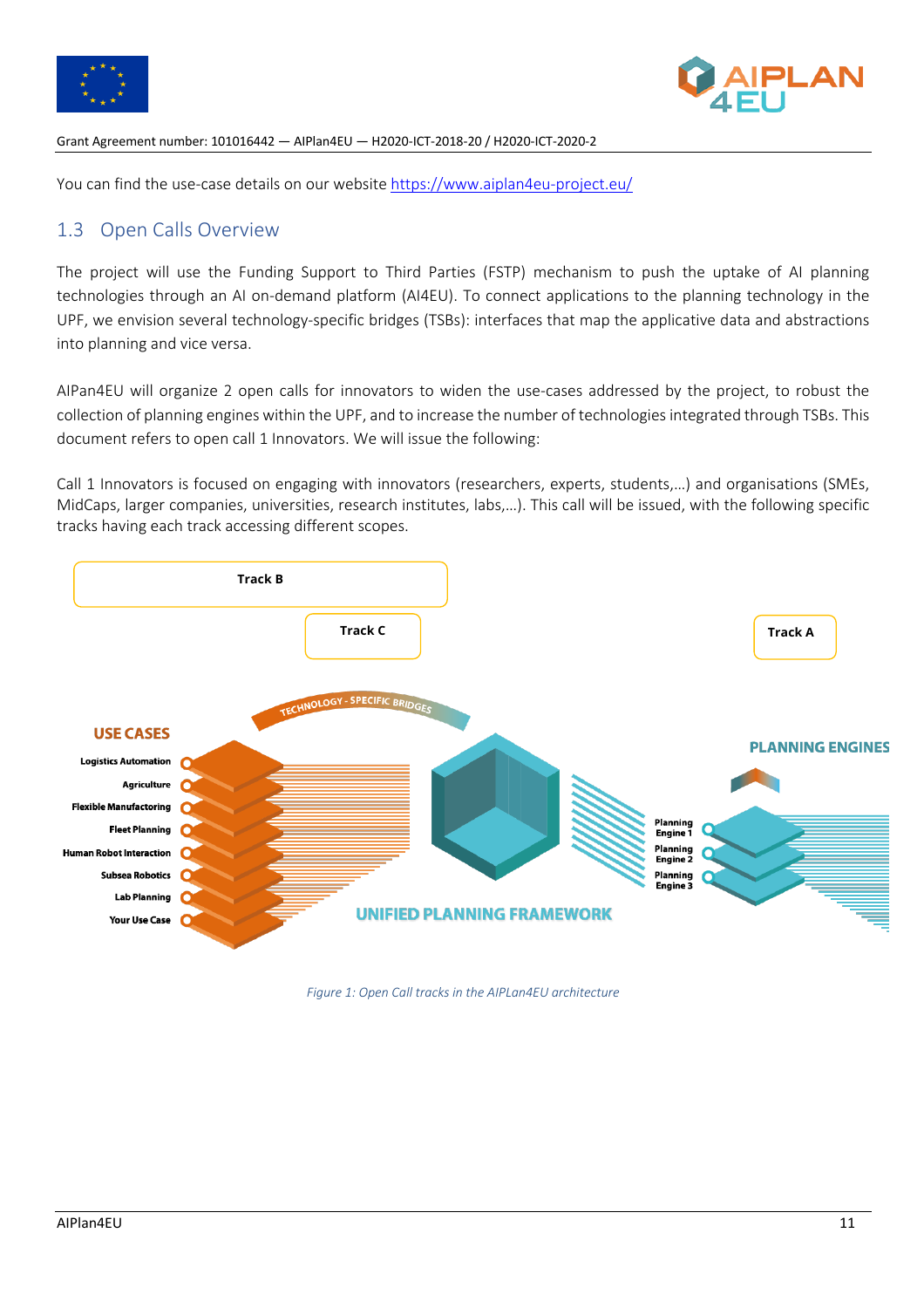You can find the use-case details on our website https://www.aiplan4eu-project.eu/

## 1.3 Open Calls Overview

The project will use the Funding Support to Third Parties (FSTP) mechanism to push the uptake of AI planning technologies through an AI on-demand platform (AI4EU). To connect applications to the planning technology in the UPF, we envision several technology-specific bridges (TSBs): interfaces that map the applicative data and abstractions into planning and vice versa.

AIPan4EU will organize 2 open calls for innovators to widen the use-cases addressed by the project, to robust the collection of planning engines within the UPF, and to increase the number of technologies integrated through TSBs. This document refers to open call 1 Innovators. We will issue the following:

Call 1 Innovators is focused on engaging with innovators (researchers, experts, students,…) and organisations (SMEs, MidCaps, larger companies, universities, research institutes, labs,…). This call will be issued, with the following specific tracks having each track accessing different scopes.

Track B

Track C

Track A

TECHNOLOGY - SPECIFIC BRIDGES

USE CASES

Logistics Automation
Agriculture
Flexible Manufacturing
Fleet Planning
Human Robot Interaction
Subsea Robotics
Lab Planning
Your Use Case

UNIFIED PLANNING FRAMEWORK

PLANNING ENGINES

Planning Engine 1
Planning Engine 2
Planning Engine 3

*Figure 1: Open Call tracks in the AIPLan4EU architecture*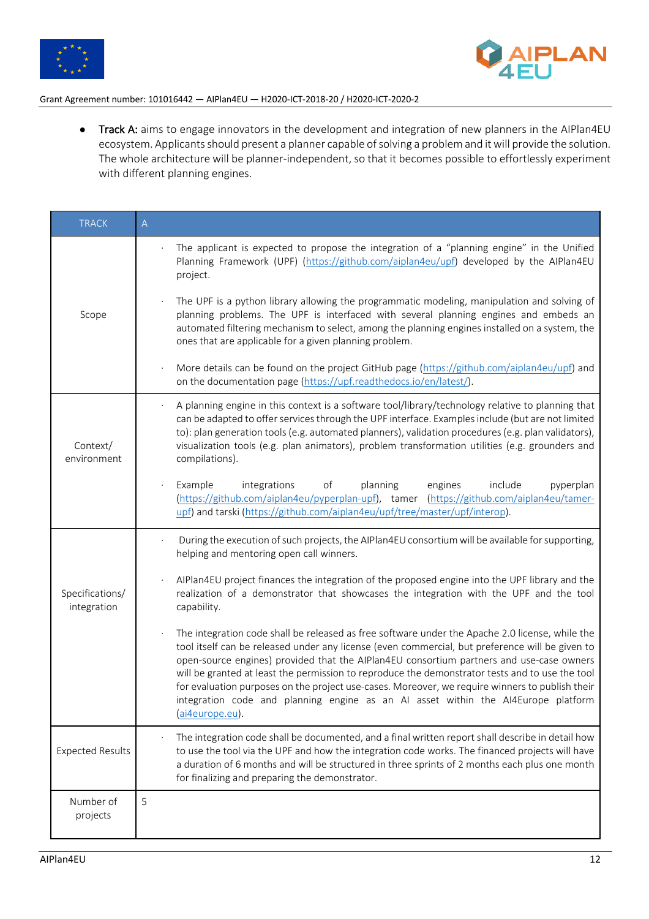- **Track A:** aims to engage innovators in the development and integration of new planners in the AIPlan4EU ecosystem. Applicants should present a planner capable of solving a problem and it will provide the solution. The whole architecture will be planner-independent, so that it becomes possible to effortlessly experiment with different planning engines.

| TRACK | A |
|---|---|
| Scope | · The applicant is expected to propose the integration of a "planning engine" in the Unified Planning Framework (UPF) (https://github.com/aiplan4eu/upf) developed by the AIPlan4EU project.<br><br>· The UPF is a python library allowing the programmatic modeling, manipulation and solving of planning problems. The UPF is interfaced with several planning engines and embeds an automated filtering mechanism to select, among the planning engines installed on a system, the ones that are applicable for a given planning problem.<br><br>· More details can be found on the project GitHub page (https://github.com/aiplan4eu/upf) and on the documentation page (https://upf.readthedocs.io/en/latest/). |
| Context/ environment | · A planning engine in this context is a software tool/library/technology relative to planning that can be adapted to offer services through the UPF interface. Examples include (but are not limited to): plan generation tools (e.g. automated planners), validation procedures (e.g. plan validators), visualization tools (e.g. plan animators), problem transformation utilities (e.g. grounders and compilations).<br><br>· Example integrations of planning engines include pyperplan (https://github.com/aiplan4eu/pyperplan-upf), tamer (https://github.com/aiplan4eu/tamer-upf) and tarski (https://github.com/aiplan4eu/upf/tree/master/upf/interop). |
| Specifications/ integration | · During the execution of such projects, the AIPlan4EU consortium will be available for supporting, helping and mentoring open call winners.<br><br>· AIPlan4EU project finances the integration of the proposed engine into the UPF library and the realization of a demonstrator that showcases the integration with the UPF and the tool capability.<br><br>· The integration code shall be released as free software under the Apache 2.0 license, while the tool itself can be released under any license (even commercial, but preference will be given to open-source engines) provided that the AIPlan4EU consortium partners and use-case owners will be granted at least the permission to reproduce the demonstrator tests and to use the tool for evaluation purposes on the project use-cases. Moreover, we require winners to publish their integration code and planning engine as an AI asset within the AI4Europe platform (ai4europe.eu). |
| Expected Results | · The integration code shall be documented, and a final written report shall describe in detail how to use the tool via the UPF and how the integration code works. The financed projects will have a duration of 6 months and will be structured in three sprints of 2 months each plus one month for finalizing and preparing the demonstrator. |
| Number of projects | 5 |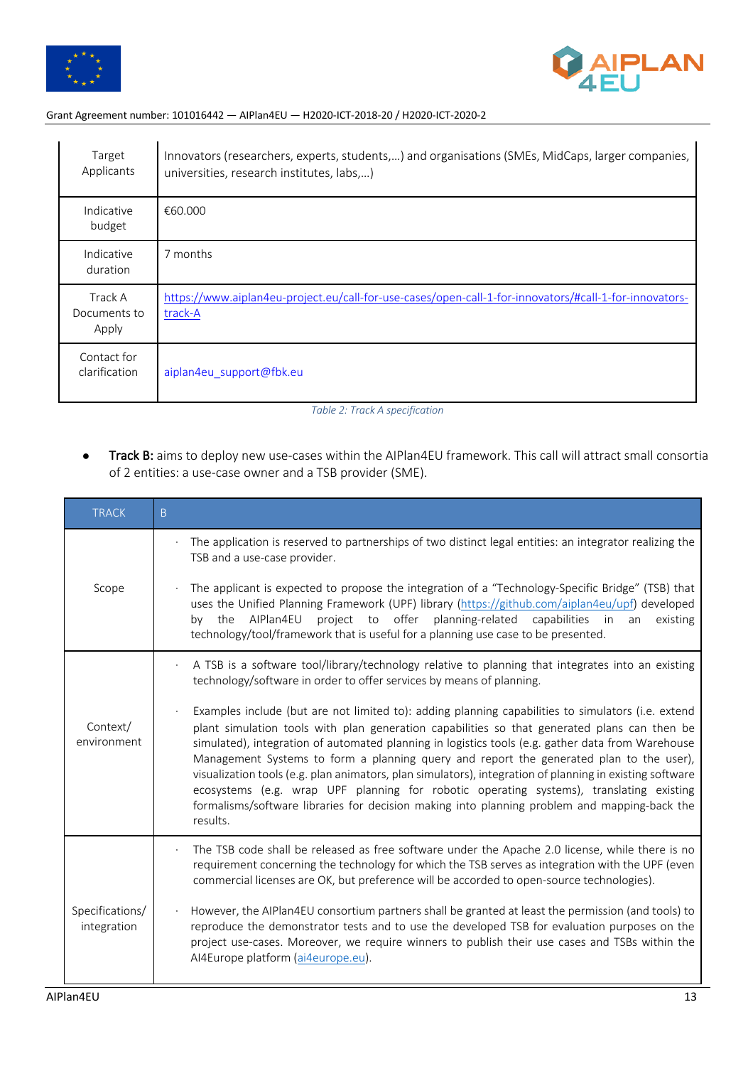| | |
|---|---|
| Target Applicants | Innovators (researchers, experts, students,...) and organisations (SMEs, MidCaps, larger companies, universities, research institutes, labs,...) |
| Indicative budget | €60.000 |
| Indicative duration | 7 months |
| Track A Documents to Apply | https://www.aiplan4eu-project.eu/call-for-use-cases/open-call-1-for-innovators/#call-1-for-innovators-track-A |
| Contact for clarification | aiplan4eu_support@fbk.eu |

*Table 2: Track A specification*

- **Track B:** aims to deploy new use-cases within the AIPlan4EU framework. This call will attract small consortia of 2 entities: a use-case owner and a TSB provider (SME).

| TRACK | B |
|---|---|
| Scope | · The application is reserved to partnerships of two distinct legal entities: an integrator realizing the TSB and a use-case provider.<br><br>· The applicant is expected to propose the integration of a "Technology-Specific Bridge" (TSB) that uses the Unified Planning Framework (UPF) library (https://github.com/aiplan4eu/upf) developed by the AIPlan4EU project to offer planning-related capabilities in an existing technology/tool/framework that is useful for a planning use case to be presented. |
| Context/ environment | · A TSB is a software tool/library/technology relative to planning that integrates into an existing technology/software in order to offer services by means of planning.<br><br>· Examples include (but are not limited to): adding planning capabilities to simulators (i.e. extend plant simulation tools with plan generation capabilities so that generated plans can then be simulated), integration of automated planning in logistics tools (e.g. gather data from Warehouse Management Systems to form a planning query and report the generated plan to the user), visualization tools (e.g. plan animators, plan simulators), integration of planning in existing software ecosystems (e.g. wrap UPF planning for robotic operating systems), translating existing formalisms/software libraries for decision making into planning problem and mapping-back the results. |
| Specifications/ integration | · The TSB code shall be released as free software under the Apache 2.0 license, while there is no requirement concerning the technology for which the TSB serves as integration with the UPF (even commercial licenses are OK, but preference will be accorded to open-source technologies).<br><br>· However, the AIPlan4EU consortium partners shall be granted at least the permission (and tools) to reproduce the demonstrator tests and to use the developed TSB for evaluation purposes on the project use-cases. Moreover, we require winners to publish their use cases and TSBs within the AI4Europe platform (ai4europe.eu). |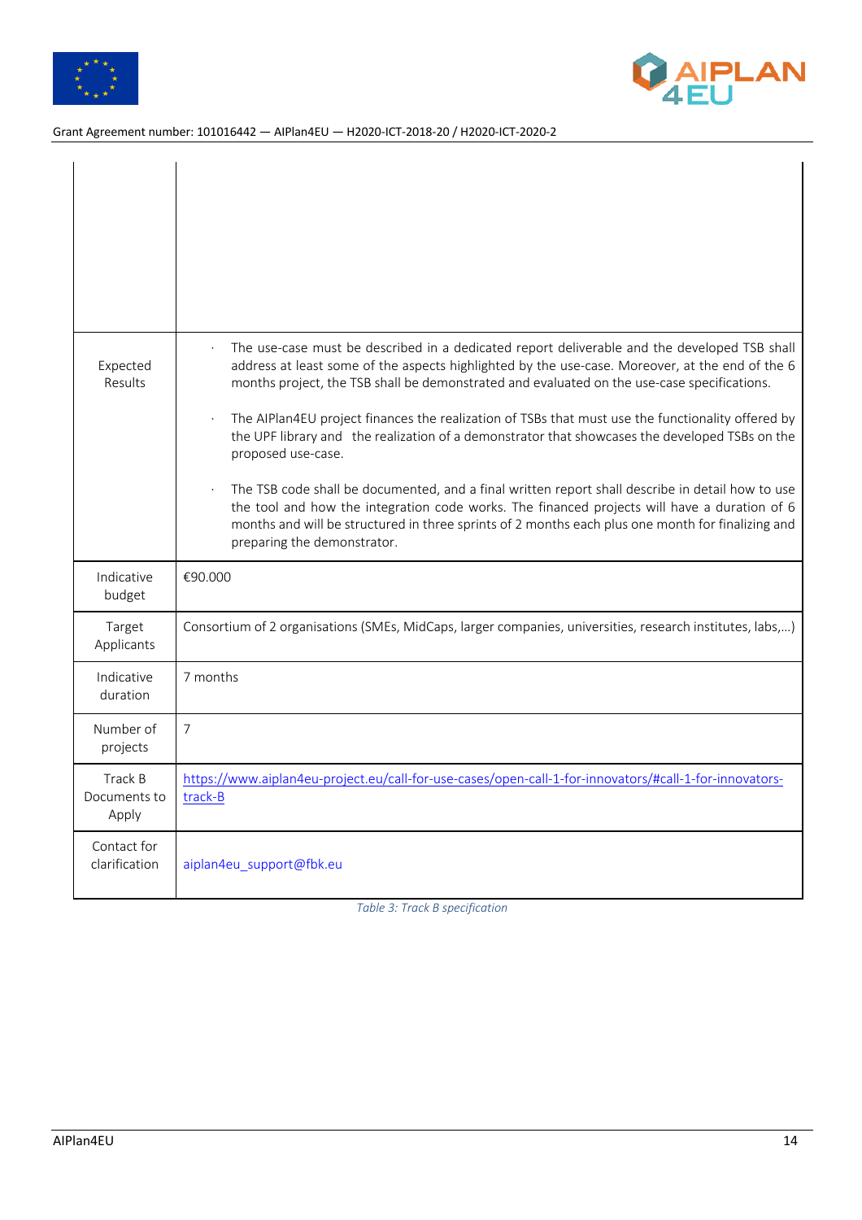|  |  |
|---|---|
|  |  |
| Expected Results | · The use-case must be described in a dedicated report deliverable and the developed TSB shall address at least some of the aspects highlighted by the use-case. Moreover, at the end of the 6 months project, the TSB shall be demonstrated and evaluated on the use-case specifications.<br><br>· The AIPlan4EU project finances the realization of TSBs that must use the functionality offered by the UPF library and the realization of a demonstrator that showcases the developed TSBs on the proposed use-case.<br><br>· The TSB code shall be documented, and a final written report shall describe in detail how to use the tool and how the integration code works. The financed projects will have a duration of 6 months and will be structured in three sprints of 2 months each plus one month for finalizing and preparing the demonstrator. |
| Indicative budget | €90.000 |
| Target Applicants | Consortium of 2 organisations (SMEs, MidCaps, larger companies, universities, research institutes, labs,…) |
| Indicative duration | 7 months |
| Number of projects | 7 |
| Track B Documents to Apply | [https://www.aiplan4eu-project.eu/call-for-use-cases/open-call-1-for-innovators/#call-1-for-innovators-track-B](https://www.aiplan4eu-project.eu/call-for-use-cases/open-call-1-for-innovators/#call-1-for-innovators-track-B) |
| Contact for clarification | aiplan4eu_support@fbk.eu |

*Table 3: Track B specification*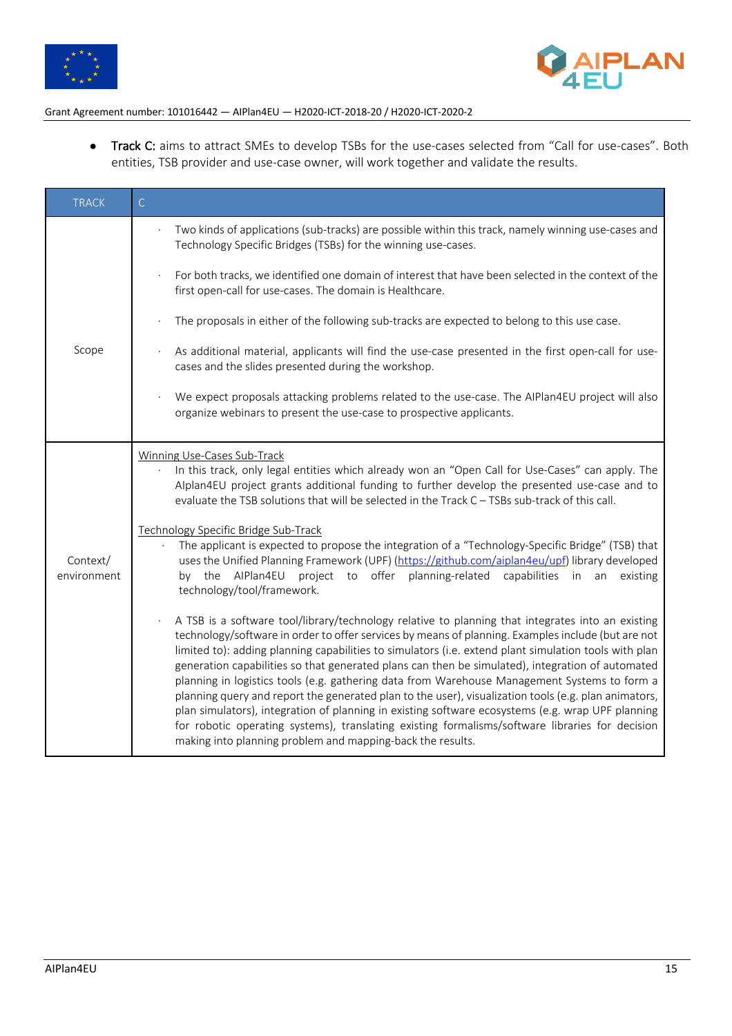- **Track C:** aims to attract SMEs to develop TSBs for the use-cases selected from "Call for use-cases". Both entities, TSB provider and use-case owner, will work together and validate the results.

| TRACK | C |
|---|---|
| Scope | · Two kinds of applications (sub-tracks) are possible within this track, namely winning use-cases and Technology Specific Bridges (TSBs) for the winning use-cases.<br><br>· For both tracks, we identified one domain of interest that have been selected in the context of the first open-call for use-cases. The domain is Healthcare.<br><br>· The proposals in either of the following sub-tracks are expected to belong to this use case.<br><br>· As additional material, applicants will find the use-case presented in the first open-call for use-cases and the slides presented during the workshop.<br><br>· We expect proposals attacking problems related to the use-case. The AIPlan4EU project will also organize webinars to present the use-case to prospective applicants. |
| Context/ environment | Winning Use-Cases Sub-Track<br>· In this track, only legal entities which already won an "Open Call for Use-Cases" can apply. The Alplan4EU project grants additional funding to further develop the presented use-case and to evaluate the TSB solutions that will be selected in the Track C – TSBs sub-track of this call.<br><br>Technology Specific Bridge Sub-Track<br>· The applicant is expected to propose the integration of a "Technology-Specific Bridge" (TSB) that uses the Unified Planning Framework (UPF) (https://github.com/aiplan4eu/upf) library developed by the AIPlan4EU project to offer planning-related capabilities in an existing technology/tool/framework.<br><br>· A TSB is a software tool/library/technology relative to planning that integrates into an existing technology/software in order to offer services by means of planning. Examples include (but are not limited to): adding planning capabilities to simulators (i.e. extend plant simulation tools with plan generation capabilities so that generated plans can then be simulated), integration of automated planning in logistics tools (e.g. gathering data from Warehouse Management Systems to form a planning query and report the generated plan to the user), visualization tools (e.g. plan animators, plan simulators), integration of planning in existing software ecosystems (e.g. wrap UPF planning for robotic operating systems), translating existing formalisms/software libraries for decision making into planning problem and mapping-back the results. |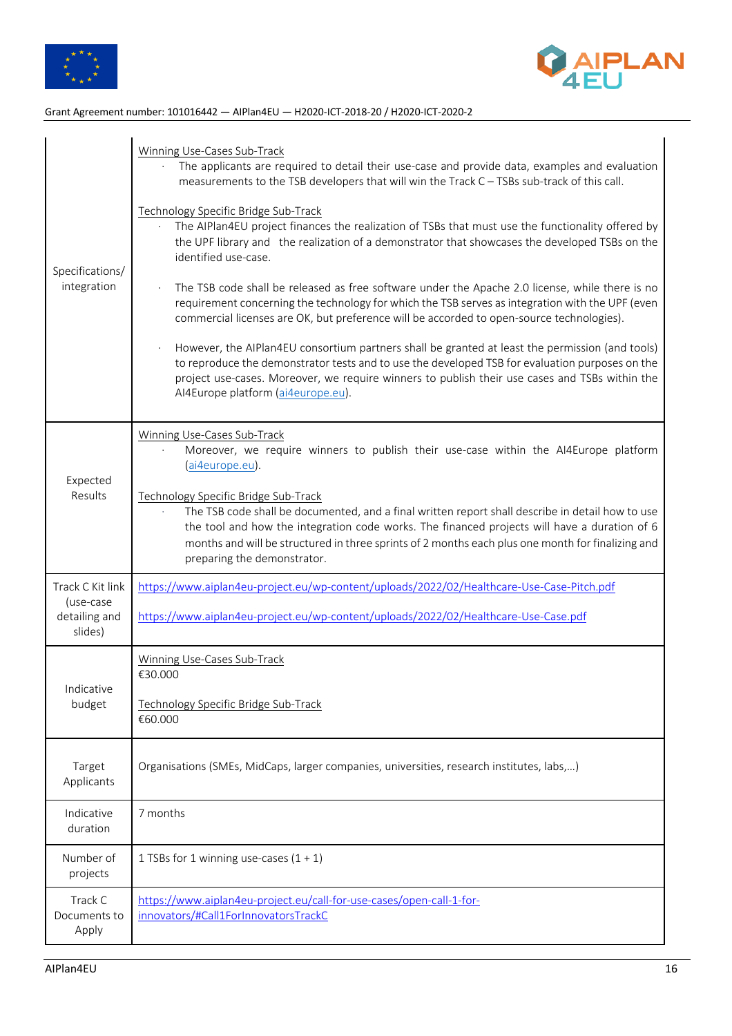| | |
|---|---|
| Specifications/ integration | Winning Use-Cases Sub-Track<br>· The applicants are required to detail their use-case and provide data, examples and evaluation measurements to the TSB developers that will win the Track C – TSBs sub-track of this call.<br><br>Technology Specific Bridge Sub-Track<br>· The AIPlan4EU project finances the realization of TSBs that must use the functionality offered by the UPF library and the realization of a demonstrator that showcases the developed TSBs on the identified use-case.<br>· The TSB code shall be released as free software under the Apache 2.0 license, while there is no requirement concerning the technology for which the TSB serves as integration with the UPF (even commercial licenses are OK, but preference will be accorded to open-source technologies).<br>· However, the AIPlan4EU consortium partners shall be granted at least the permission (and tools) to reproduce the demonstrator tests and to use the developed TSB for evaluation purposes on the project use-cases. Moreover, we require winners to publish their use cases and TSBs within the AI4Europe platform (ai4europe.eu). |
| Expected Results | Winning Use-Cases Sub-Track<br>· Moreover, we require winners to publish their use-case within the AI4Europe platform (ai4europe.eu).<br><br>Technology Specific Bridge Sub-Track<br>· The TSB code shall be documented, and a final written report shall describe in detail how to use the tool and how the integration code works. The financed projects will have a duration of 6 months and will be structured in three sprints of 2 months each plus one month for finalizing and preparing the demonstrator. |
| Track C Kit link (use-case detailing and slides) | https://www.aiplan4eu-project.eu/wp-content/uploads/2022/02/Healthcare-Use-Case-Pitch.pdf<br><br>https://www.aiplan4eu-project.eu/wp-content/uploads/2022/02/Healthcare-Use-Case.pdf |
| Indicative budget | Winning Use-Cases Sub-Track<br>€30.000<br><br>Technology Specific Bridge Sub-Track<br>€60.000 |
| Target Applicants | Organisations (SMEs, MidCaps, larger companies, universities, research institutes, labs,...) |
| Indicative duration | 7 months |
| Number of projects | 1 TSBs for 1 winning use-cases (1 + 1) |
| Track C Documents to Apply | https://www.aiplan4eu-project.eu/call-for-use-cases/open-call-1-for-innovators/#Call1ForInnovatorsTrackC |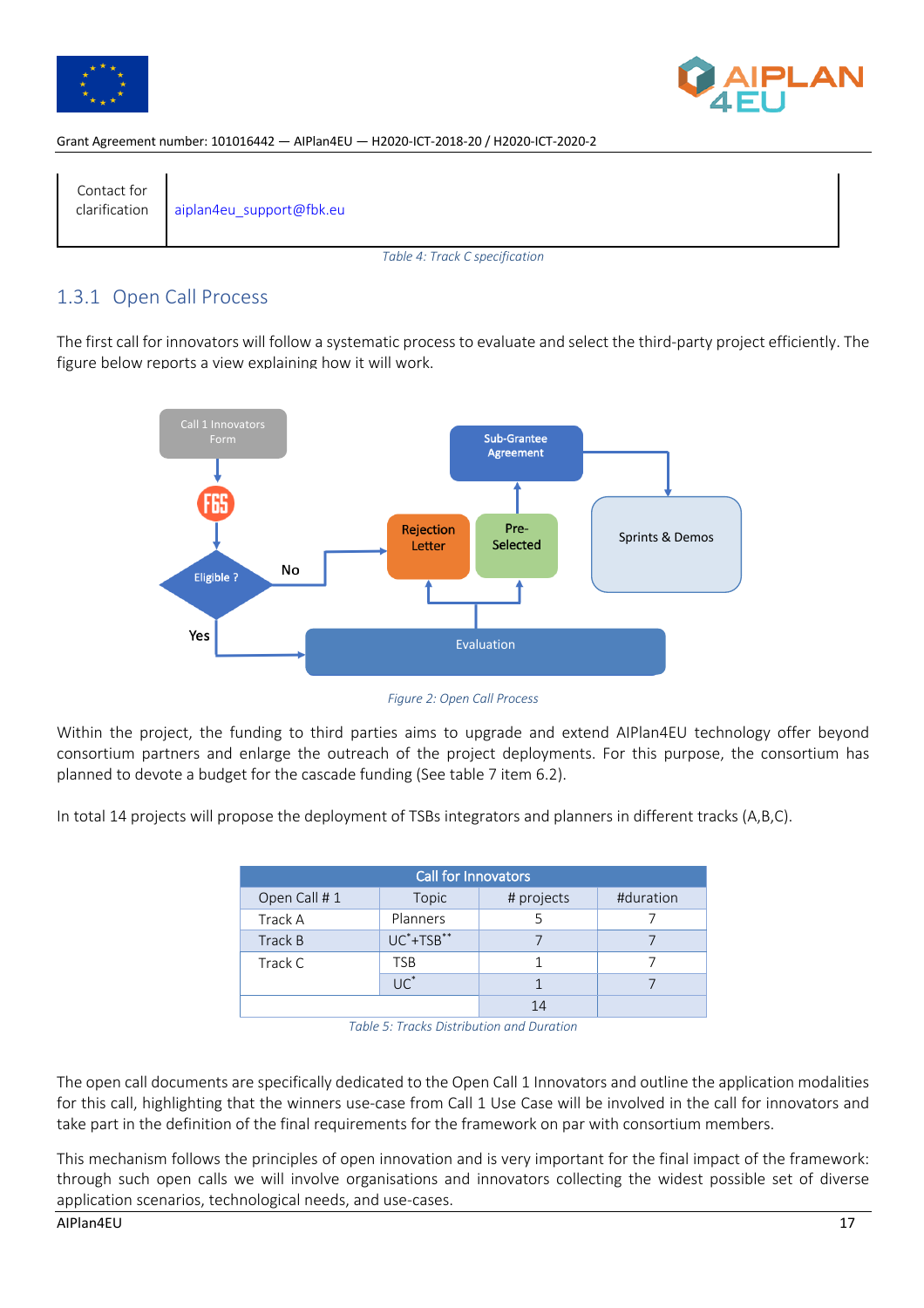| Contact for clarification | aiplan4eu_support@fbk.eu |
|---|---|

Table 4: Track C specification

### 1.3.1 Open Call Process

The first call for innovators will follow a systematic process to evaluate and select the third-party project efficiently. The figure below reports a view explaining how it will work.

Figure 2: Open Call Process

Within the project, the funding to third parties aims to upgrade and extend AIPlan4EU technology offer beyond consortium partners and enlarge the outreach of the project deployments. For this purpose, the consortium has planned to devote a budget for the cascade funding (See table 7 item 6.2).

In total 14 projects will propose the deployment of TSBs integrators and planners in different tracks (A,B,C).

| Call for Innovators | | | |
|---|---|---|---|
| Open Call # 1 | Topic | # projects | #duration |
| Track A | Planners | 5 | 7 |
| Track B | UC*+TSB** | 7 | 7 |
| Track C | TSB | 1 | 7 |
| | UC* | 1 | 7 |
| | | 14 | |

Table 5: Tracks Distribution and Duration

The open call documents are specifically dedicated to the Open Call 1 Innovators and outline the application modalities for this call, highlighting that the winners use-case from Call 1 Use Case will be involved in the call for innovators and take part in the definition of the final requirements for the framework on par with consortium members.

This mechanism follows the principles of open innovation and is very important for the final impact of the framework: through such open calls we will involve organisations and innovators collecting the widest possible set of diverse application scenarios, technological needs, and use-cases.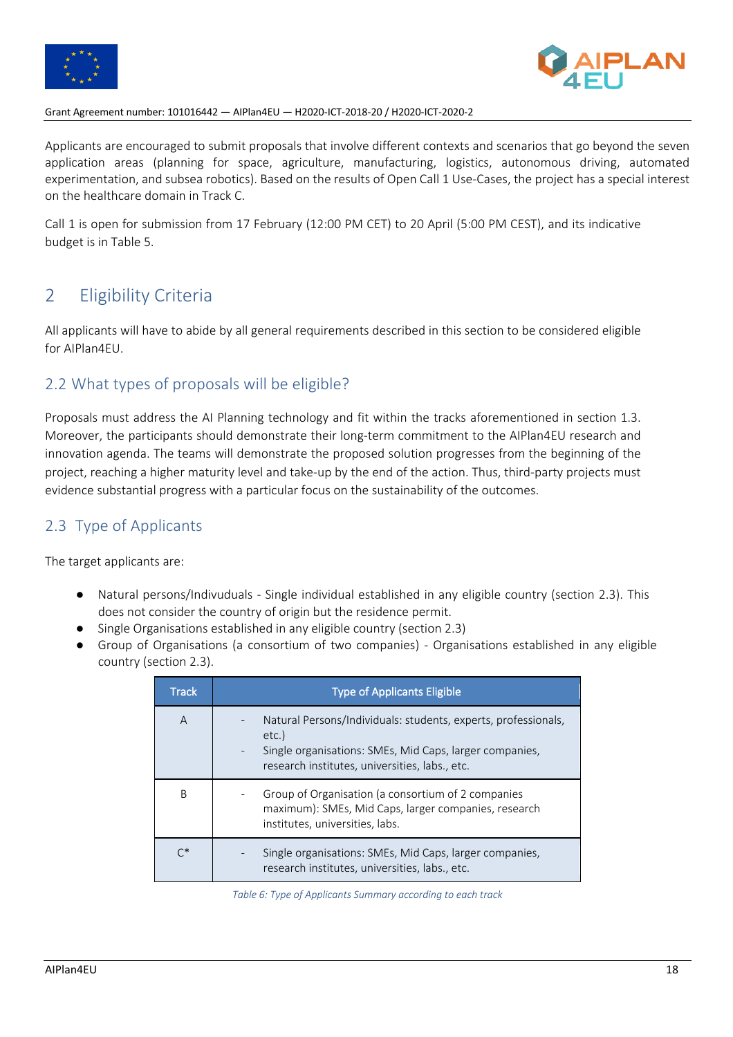Applicants are encouraged to submit proposals that involve different contexts and scenarios that go beyond the seven application areas (planning for space, agriculture, manufacturing, logistics, autonomous driving, automated experimentation, and subsea robotics). Based on the results of Open Call 1 Use-Cases, the project has a special interest on the healthcare domain in Track C.

Call 1 is open for submission from 17 February (12:00 PM CET) to 20 April (5:00 PM CEST), and its indicative budget is in Table 5.

# 2 Eligibility Criteria

All applicants will have to abide by all general requirements described in this section to be considered eligible for AIPlan4EU.

## 2.2 What types of proposals will be eligible?

Proposals must address the AI Planning technology and fit within the tracks aforementioned in section 1.3. Moreover, the participants should demonstrate their long-term commitment to the AIPlan4EU research and innovation agenda. The teams will demonstrate the proposed solution progresses from the beginning of the project, reaching a higher maturity level and take-up by the end of the action. Thus, third-party projects must evidence substantial progress with a particular focus on the sustainability of the outcomes.

## 2.3 Type of Applicants

The target applicants are:

- Natural persons/Indivuduals - Single individual established in any eligible country (section 2.3). This does not consider the country of origin but the residence permit.
- Single Organisations established in any eligible country (section 2.3)
- Group of Organisations (a consortium of two companies) - Organisations established in any eligible country (section 2.3).

| Track | Type of Applicants Eligible |
|---|---|
| A | - Natural Persons/Individuals: students, experts, professionals, etc.)<br>- Single organisations: SMEs, Mid Caps, larger companies, research institutes, universities, labs., etc. |
| B | - Group of Organisation (a consortium of 2 companies maximum): SMEs, Mid Caps, larger companies, research institutes, universities, labs. |
| C* | - Single organisations: SMEs, Mid Caps, larger companies, research institutes, universities, labs., etc. |

*Table 6: Type of Applicants Summary according to each track*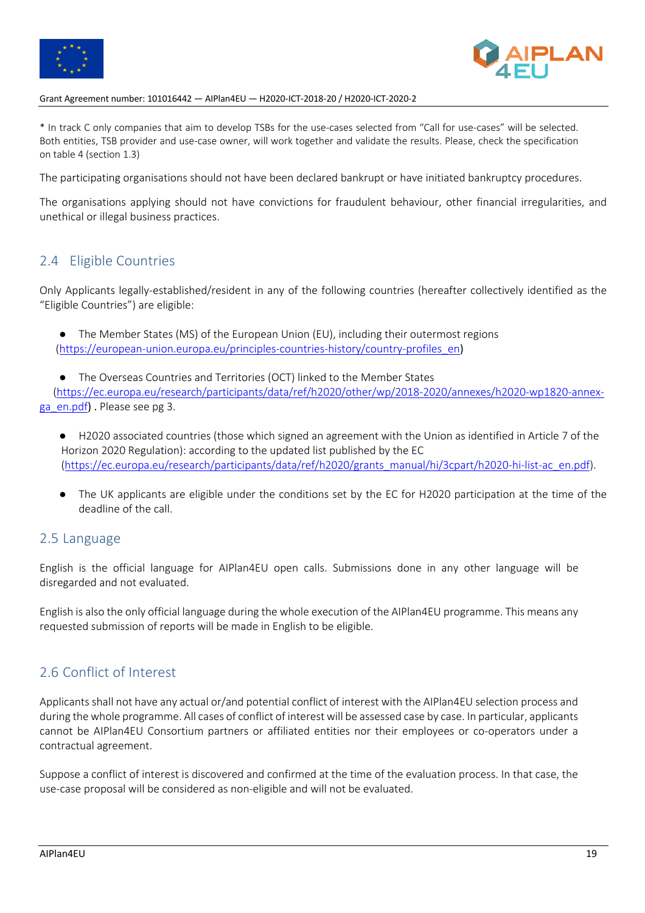\* In track C only companies that aim to develop TSBs for the use-cases selected from "Call for use-cases" will be selected. Both entities, TSB provider and use-case owner, will work together and validate the results. Please, check the specification on table 4 (section 1.3)

The participating organisations should not have been declared bankrupt or have initiated bankruptcy procedures.

The organisations applying should not have convictions for fraudulent behaviour, other financial irregularities, and unethical or illegal business practices.

## 2.4 Eligible Countries

Only Applicants legally-established/resident in any of the following countries (hereafter collectively identified as the "Eligible Countries") are eligible:

- The Member States (MS) of the European Union (EU), including their outermost regions (https://european-union.europa.eu/principles-countries-history/country-profiles_en)
- The Overseas Countries and Territories (OCT) linked to the Member States (https://ec.europa.eu/research/participants/data/ref/h2020/other/wp/2018-2020/annexes/h2020-wp1820-annex-ga_en.pdf) . Please see pg 3.
- H2020 associated countries (those which signed an agreement with the Union as identified in Article 7 of the Horizon 2020 Regulation): according to the updated list published by the EC (https://ec.europa.eu/research/participants/data/ref/h2020/grants_manual/hi/3cpart/h2020-hi-list-ac_en.pdf).
- The UK applicants are eligible under the conditions set by the EC for H2020 participation at the time of the deadline of the call.

## 2.5 Language

English is the official language for AIPlan4EU open calls. Submissions done in any other language will be disregarded and not evaluated.

English is also the only official language during the whole execution of the AIPlan4EU programme. This means any requested submission of reports will be made in English to be eligible.

## 2.6 Conflict of Interest

Applicants shall not have any actual or/and potential conflict of interest with the AIPlan4EU selection process and during the whole programme. All cases of conflict of interest will be assessed case by case. In particular, applicants cannot be AIPlan4EU Consortium partners or affiliated entities nor their employees or co-operators under a contractual agreement.

Suppose a conflict of interest is discovered and confirmed at the time of the evaluation process. In that case, the use-case proposal will be considered as non-eligible and will not be evaluated.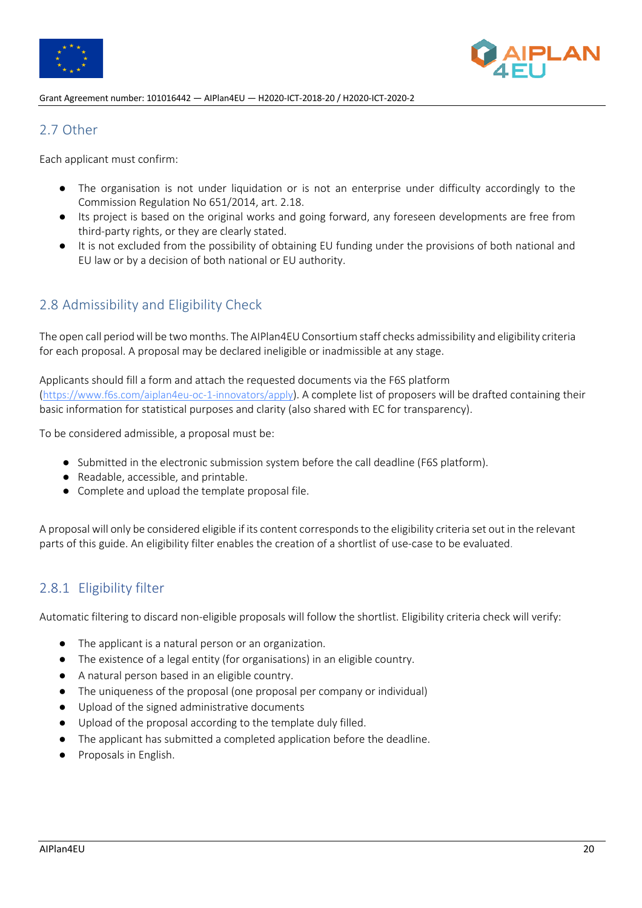## 2.7 Other

Each applicant must confirm:

- The organisation is not under liquidation or is not an enterprise under difficulty accordingly to the Commission Regulation No 651/2014, art. 2.18.
- Its project is based on the original works and going forward, any foreseen developments are free from third-party rights, or they are clearly stated.
- It is not excluded from the possibility of obtaining EU funding under the provisions of both national and EU law or by a decision of both national or EU authority.

## 2.8 Admissibility and Eligibility Check

The open call period will be two months. The AIPlan4EU Consortium staff checks admissibility and eligibility criteria for each proposal. A proposal may be declared ineligible or inadmissible at any stage.

Applicants should fill a form and attach the requested documents via the F6S platform (https://www.f6s.com/aiplan4eu-oc-1-innovators/apply). A complete list of proposers will be drafted containing their basic information for statistical purposes and clarity (also shared with EC for transparency).

To be considered admissible, a proposal must be:

- Submitted in the electronic submission system before the call deadline (F6S platform).
- Readable, accessible, and printable.
- Complete and upload the template proposal file.

A proposal will only be considered eligible if its content corresponds to the eligibility criteria set out in the relevant parts of this guide. An eligibility filter enables the creation of a shortlist of use-case to be evaluated.

### 2.8.1 Eligibility filter

Automatic filtering to discard non-eligible proposals will follow the shortlist. Eligibility criteria check will verify:

- The applicant is a natural person or an organization.
- The existence of a legal entity (for organisations) in an eligible country.
- A natural person based in an eligible country.
- The uniqueness of the proposal (one proposal per company or individual)
- Upload of the signed administrative documents
- Upload of the proposal according to the template duly filled.
- The applicant has submitted a completed application before the deadline.
- Proposals in English.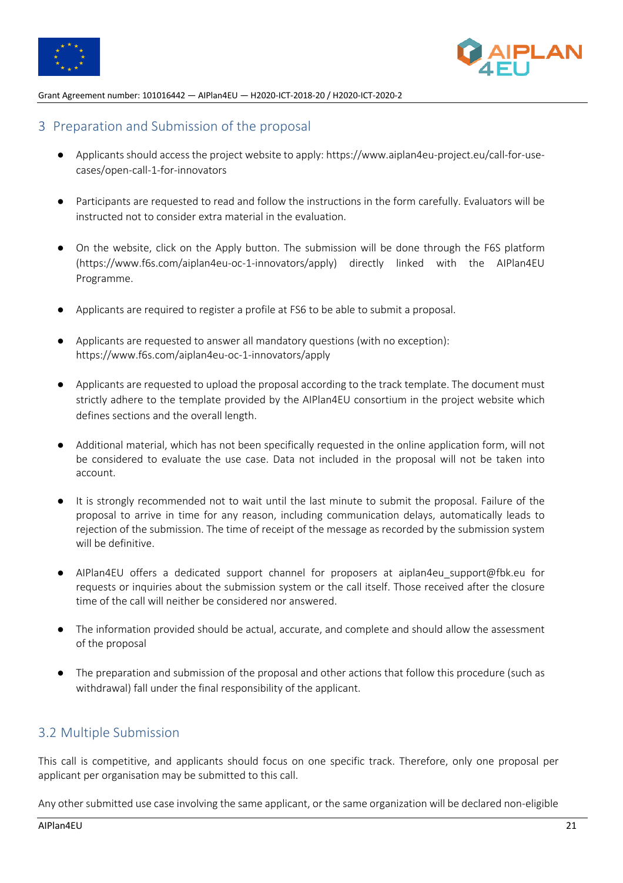## 3 Preparation and Submission of the proposal

- Applicants should access the project website to apply: https://www.aiplan4eu-project.eu/call-for-use-cases/open-call-1-for-innovators
- Participants are requested to read and follow the instructions in the form carefully. Evaluators will be instructed not to consider extra material in the evaluation.
- On the website, click on the Apply button. The submission will be done through the F6S platform (https://www.f6s.com/aiplan4eu-oc-1-innovators/apply) directly linked with the AIPlan4EU Programme.
- Applicants are required to register a profile at FS6 to be able to submit a proposal.
- Applicants are requested to answer all mandatory questions (with no exception): https://www.f6s.com/aiplan4eu-oc-1-innovators/apply
- Applicants are requested to upload the proposal according to the track template. The document must strictly adhere to the template provided by the AIPlan4EU consortium in the project website which defines sections and the overall length.
- Additional material, which has not been specifically requested in the online application form, will not be considered to evaluate the use case. Data not included in the proposal will not be taken into account.
- It is strongly recommended not to wait until the last minute to submit the proposal. Failure of the proposal to arrive in time for any reason, including communication delays, automatically leads to rejection of the submission. The time of receipt of the message as recorded by the submission system will be definitive.
- AIPlan4EU offers a dedicated support channel for proposers at aiplan4eu_support@fbk.eu for requests or inquiries about the submission system or the call itself. Those received after the closure time of the call will neither be considered nor answered.
- The information provided should be actual, accurate, and complete and should allow the assessment of the proposal
- The preparation and submission of the proposal and other actions that follow this procedure (such as withdrawal) fall under the final responsibility of the applicant.

## 3.2 Multiple Submission

This call is competitive, and applicants should focus on one specific track. Therefore, only one proposal per applicant per organisation may be submitted to this call.

Any other submitted use case involving the same applicant, or the same organization will be declared non-eligible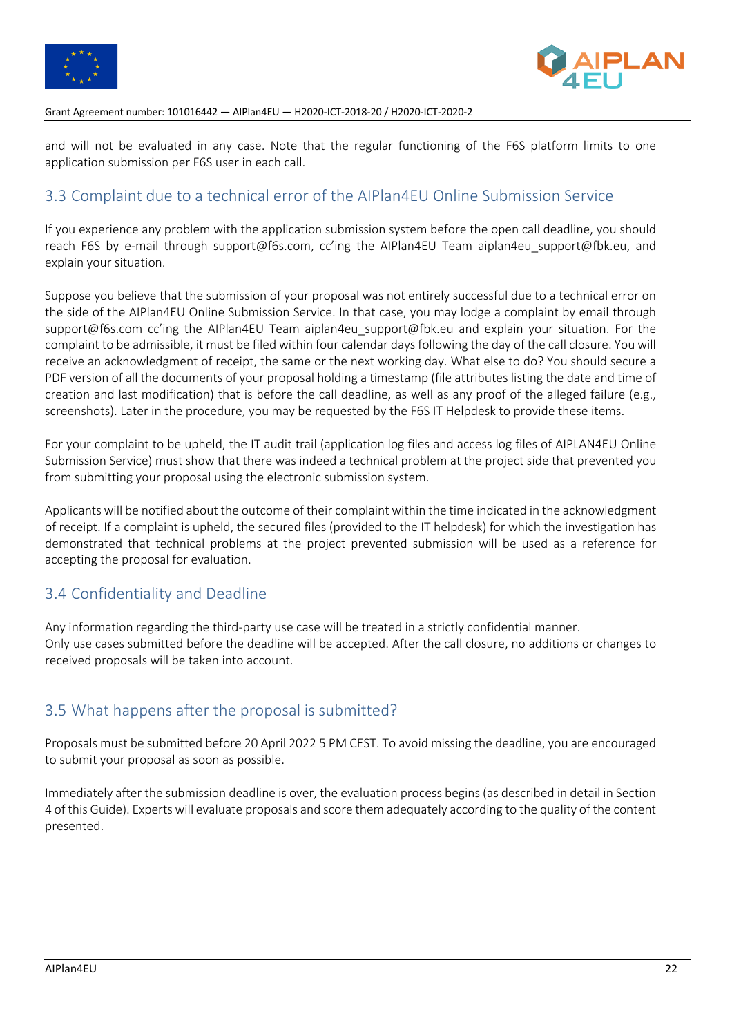and will not be evaluated in any case. Note that the regular functioning of the F6S platform limits to one application submission per F6S user in each call.

## 3.3 Complaint due to a technical error of the AIPlan4EU Online Submission Service

If you experience any problem with the application submission system before the open call deadline, you should reach F6S by e-mail through support@f6s.com, cc'ing the AIPlan4EU Team aiplan4eu_support@fbk.eu, and explain your situation.

Suppose you believe that the submission of your proposal was not entirely successful due to a technical error on the side of the AIPlan4EU Online Submission Service. In that case, you may lodge a complaint by email through support@f6s.com cc'ing the AIPlan4EU Team aiplan4eu_support@fbk.eu and explain your situation. For the complaint to be admissible, it must be filed within four calendar days following the day of the call closure. You will receive an acknowledgment of receipt, the same or the next working day. What else to do? You should secure a PDF version of all the documents of your proposal holding a timestamp (file attributes listing the date and time of creation and last modification) that is before the call deadline, as well as any proof of the alleged failure (e.g., screenshots). Later in the procedure, you may be requested by the F6S IT Helpdesk to provide these items.

For your complaint to be upheld, the IT audit trail (application log files and access log files of AIPLAN4EU Online Submission Service) must show that there was indeed a technical problem at the project side that prevented you from submitting your proposal using the electronic submission system.

Applicants will be notified about the outcome of their complaint within the time indicated in the acknowledgment of receipt. If a complaint is upheld, the secured files (provided to the IT helpdesk) for which the investigation has demonstrated that technical problems at the project prevented submission will be used as a reference for accepting the proposal for evaluation.

## 3.4 Confidentiality and Deadline

Any information regarding the third-party use case will be treated in a strictly confidential manner.
Only use cases submitted before the deadline will be accepted. After the call closure, no additions or changes to received proposals will be taken into account.

## 3.5 What happens after the proposal is submitted?

Proposals must be submitted before 20 April 2022 5 PM CEST. To avoid missing the deadline, you are encouraged to submit your proposal as soon as possible.

Immediately after the submission deadline is over, the evaluation process begins (as described in detail in Section 4 of this Guide). Experts will evaluate proposals and score them adequately according to the quality of the content presented.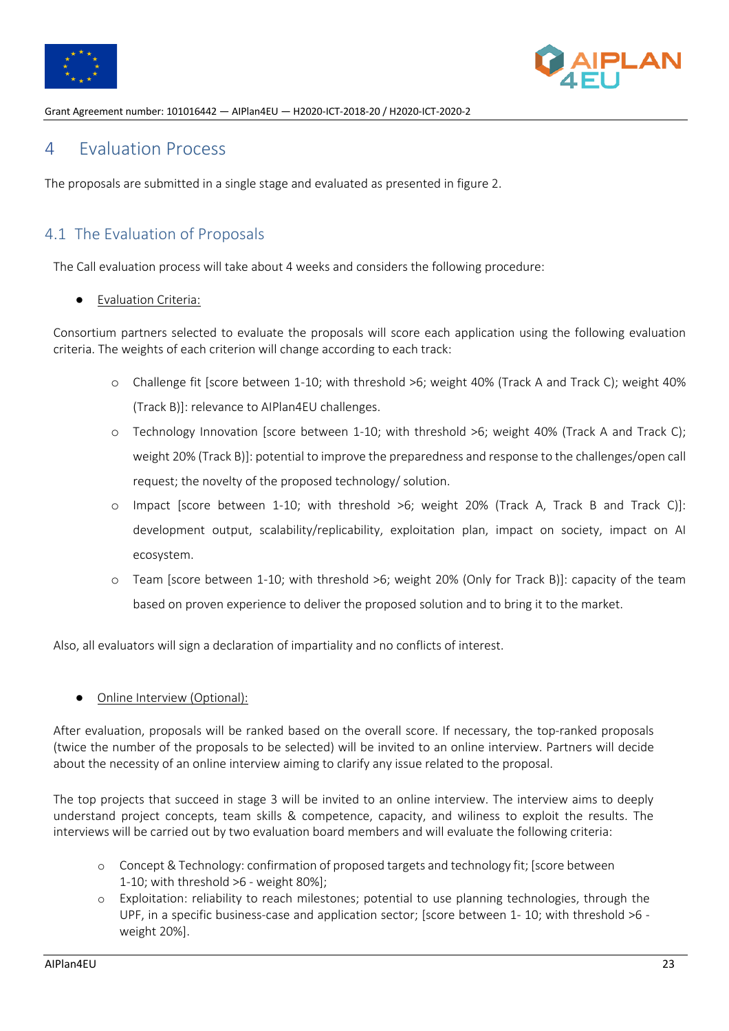# 4 Evaluation Process

The proposals are submitted in a single stage and evaluated as presented in figure 2.

## 4.1 The Evaluation of Proposals

The Call evaluation process will take about 4 weeks and considers the following procedure:

- Evaluation Criteria:

Consortium partners selected to evaluate the proposals will score each application using the following evaluation criteria. The weights of each criterion will change according to each track:

  - Challenge fit [score between 1-10; with threshold >6; weight 40% (Track A and Track C); weight 40% (Track B)]: relevance to AIPlan4EU challenges.
  - Technology Innovation [score between 1-10; with threshold >6; weight 40% (Track A and Track C); weight 20% (Track B)]: potential to improve the preparedness and response to the challenges/open call request; the novelty of the proposed technology/ solution.
  - Impact [score between 1-10; with threshold >6; weight 20% (Track A, Track B and Track C)]: development output, scalability/replicability, exploitation plan, impact on society, impact on AI ecosystem.
  - Team [score between 1-10; with threshold >6; weight 20% (Only for Track B)]: capacity of the team based on proven experience to deliver the proposed solution and to bring it to the market.

Also, all evaluators will sign a declaration of impartiality and no conflicts of interest.

- Online Interview (Optional):

After evaluation, proposals will be ranked based on the overall score. If necessary, the top-ranked proposals (twice the number of the proposals to be selected) will be invited to an online interview. Partners will decide about the necessity of an online interview aiming to clarify any issue related to the proposal.

The top projects that succeed in stage 3 will be invited to an online interview. The interview aims to deeply understand project concepts, team skills & competence, capacity, and wiliness to exploit the results. The interviews will be carried out by two evaluation board members and will evaluate the following criteria:

  - Concept & Technology: confirmation of proposed targets and technology fit; [score between 1-10; with threshold >6 - weight 80%];
  - Exploitation: reliability to reach milestones; potential to use planning technologies, through the UPF, in a specific business-case and application sector; [score between 1- 10; with threshold >6 - weight 20%].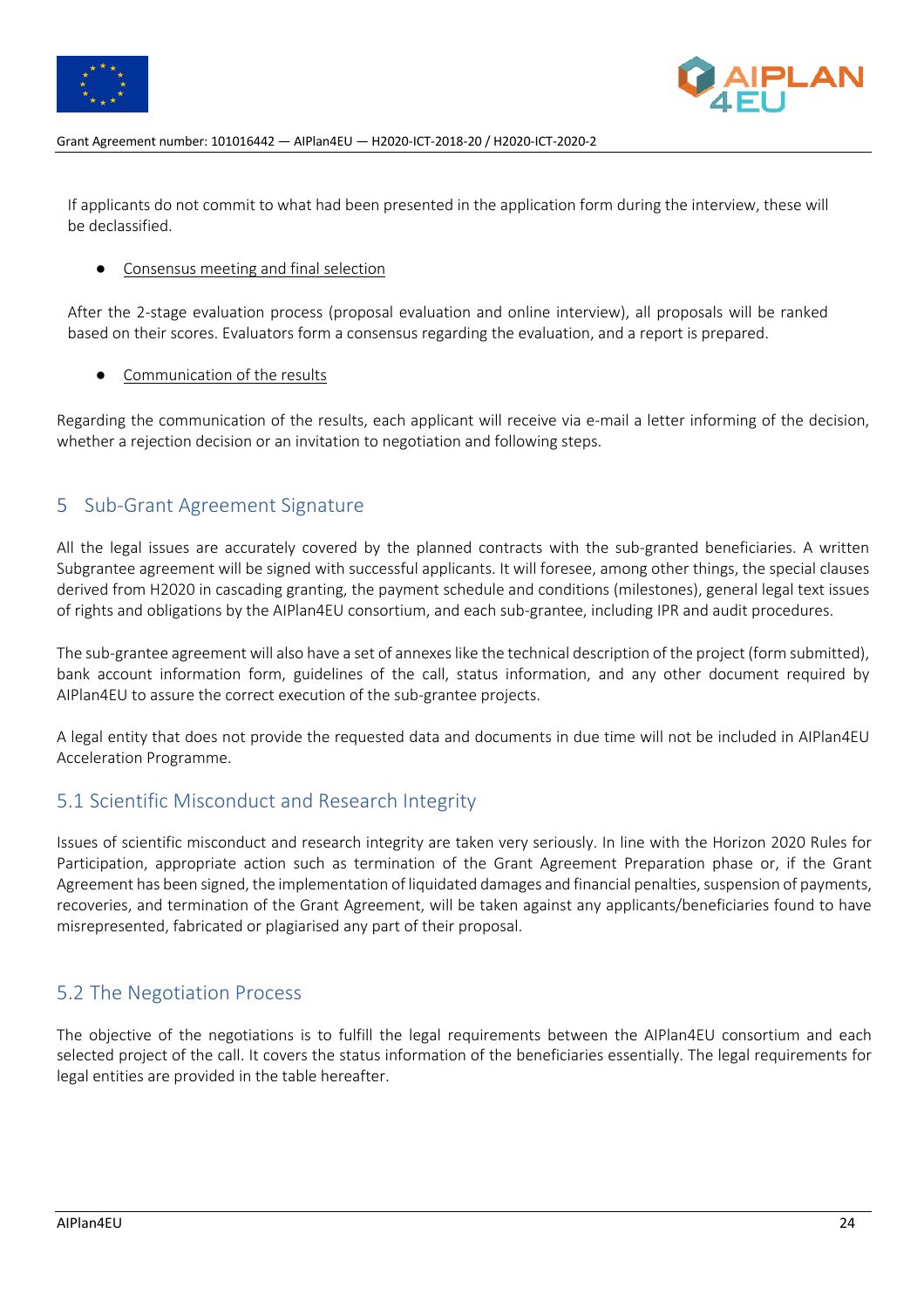If applicants do not commit to what had been presented in the application form during the interview, these will be declassified.

- Consensus meeting and final selection

After the 2-stage evaluation process (proposal evaluation and online interview), all proposals will be ranked based on their scores. Evaluators form a consensus regarding the evaluation, and a report is prepared.

- Communication of the results

Regarding the communication of the results, each applicant will receive via e-mail a letter informing of the decision, whether a rejection decision or an invitation to negotiation and following steps.

# 5 Sub-Grant Agreement Signature

All the legal issues are accurately covered by the planned contracts with the sub-granted beneficiaries. A written Subgrantee agreement will be signed with successful applicants. It will foresee, among other things, the special clauses derived from H2020 in cascading granting, the payment schedule and conditions (milestones), general legal text issues of rights and obligations by the AIPlan4EU consortium, and each sub-grantee, including IPR and audit procedures.

The sub-grantee agreement will also have a set of annexes like the technical description of the project (form submitted), bank account information form, guidelines of the call, status information, and any other document required by AIPlan4EU to assure the correct execution of the sub-grantee projects.

A legal entity that does not provide the requested data and documents in due time will not be included in AIPlan4EU Acceleration Programme.

## 5.1 Scientific Misconduct and Research Integrity

Issues of scientific misconduct and research integrity are taken very seriously. In line with the Horizon 2020 Rules for Participation, appropriate action such as termination of the Grant Agreement Preparation phase or, if the Grant Agreement has been signed, the implementation of liquidated damages and financial penalties, suspension of payments, recoveries, and termination of the Grant Agreement, will be taken against any applicants/beneficiaries found to have misrepresented, fabricated or plagiarised any part of their proposal.

## 5.2 The Negotiation Process

The objective of the negotiations is to fulfill the legal requirements between the AIPlan4EU consortium and each selected project of the call. It covers the status information of the beneficiaries essentially. The legal requirements for legal entities are provided in the table hereafter.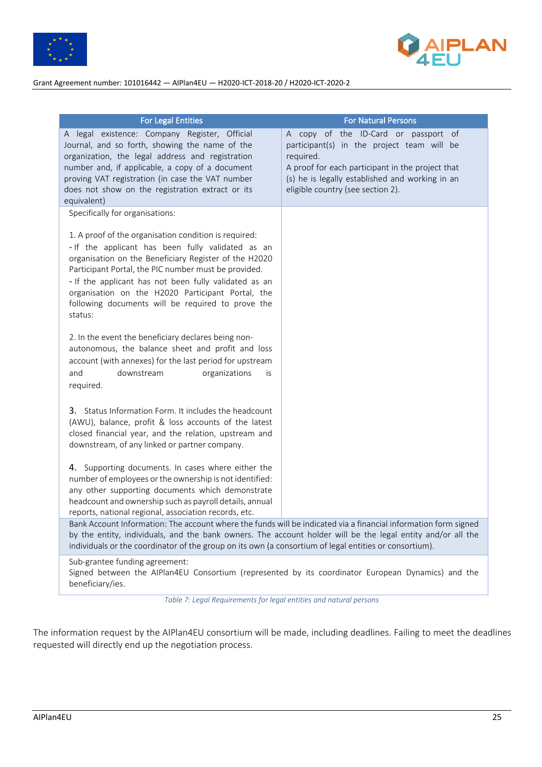| For Legal Entities | For Natural Persons |
|---|---|
| A legal existence: Company Register, Official Journal, and so forth, showing the name of the organization, the legal address and registration number and, if applicable, a copy of a document proving VAT registration (in case the VAT number does not show on the registration extract or its equivalent) | A copy of the ID-Card or passport of participant(s) in the project team will be required.<br>A proof for each participant in the project that (s) he is legally established and working in an eligible country (see section 2). |
| Specifically for organisations:<br><br>1. A proof of the organisation condition is required:<br>- If the applicant has been fully validated as an organisation on the Beneficiary Register of the H2020 Participant Portal, the PIC number must be provided.<br>- If the applicant has not been fully validated as an organisation on the H2020 Participant Portal, the following documents will be required to prove the status:<br><br>2. In the event the beneficiary declares being non-autonomous, the balance sheet and profit and loss account (with annexes) for the last period for upstream and downstream organizations is required.<br><br>3. Status Information Form. It includes the headcount (AWU), balance, profit & loss accounts of the latest closed financial year, and the relation, upstream and downstream, of any linked or partner company.<br><br>4. Supporting documents. In cases where either the number of employees or the ownership is not identified: any other supporting documents which demonstrate headcount and ownership such as payroll details, annual reports, national regional, association records, etc. | |
| Bank Account Information: The account where the funds will be indicated via a financial information form signed by the entity, individuals, and the bank owners. The account holder will be the legal entity and/or all the individuals or the coordinator of the group on its own (a consortium of legal entities or consortium). | |
| Sub-grantee funding agreement:<br>Signed between the AIPlan4EU Consortium (represented by its coordinator European Dynamics) and the beneficiary/ies. | |

*Table 7: Legal Requirements for legal entities and natural persons*

The information request by the AIPlan4EU consortium will be made, including deadlines. Failing to meet the deadlines requested will directly end up the negotiation process.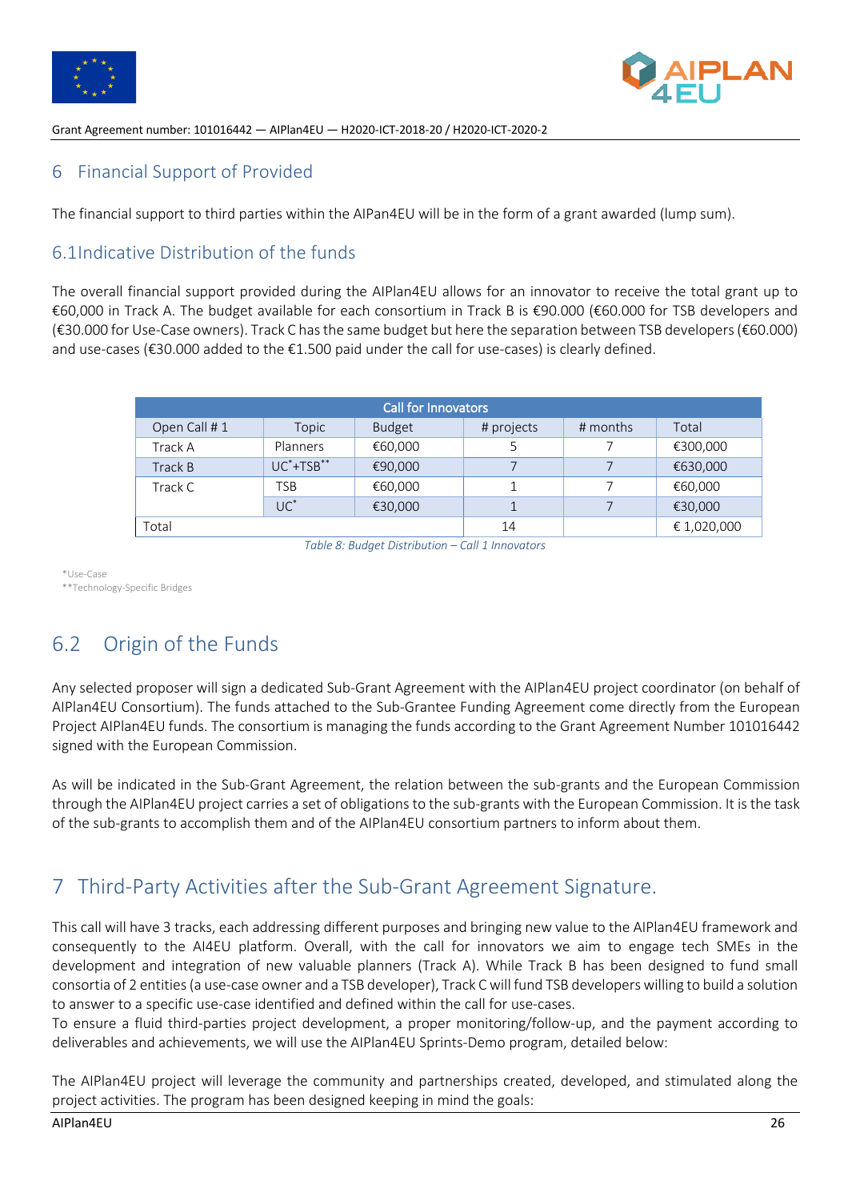## 6 Financial Support of Provided

The financial support to third parties within the AIPan4EU will be in the form of a grant awarded (lump sum).

### 6.1Indicative Distribution of the funds

The overall financial support provided during the AIPlan4EU allows for an innovator to receive the total grant up to €60,000 in Track A. The budget available for each consortium in Track B is €90.000 (€60.000 for TSB developers and (€30.000 for Use-Case owners). Track C has the same budget but here the separation between TSB developers (€60.000) and use-cases (€30.000 added to the €1.500 paid under the call for use-cases) is clearly defined.

| Call for Innovators | | | | | |
|---|---|---|---|---|---|
| Open Call # 1 | Topic | Budget | # projects | # months | Total |
| Track A | Planners | €60,000 | 5 | 7 | €300,000 |
| Track B | UC*+TSB** | €90,000 | 7 | 7 | €630,000 |
| Track C | TSB | €60,000 | 1 | 7 | €60,000 |
| | UC* | €30,000 | 1 | 7 | €30,000 |
| Total | | | 14 | | € 1,020,000 |

*Table 8: Budget Distribution – Call 1 Innovators*

*Use-Case
**Technology-Specific Bridges

### 6.2 Origin of the Funds

Any selected proposer will sign a dedicated Sub-Grant Agreement with the AIPlan4EU project coordinator (on behalf of AIPlan4EU Consortium). The funds attached to the Sub-Grantee Funding Agreement come directly from the European Project AIPlan4EU funds. The consortium is managing the funds according to the Grant Agreement Number 101016442 signed with the European Commission.

As will be indicated in the Sub-Grant Agreement, the relation between the sub-grants and the European Commission through the AIPlan4EU project carries a set of obligations to the sub-grants with the European Commission. It is the task of the sub-grants to accomplish them and of the AIPlan4EU consortium partners to inform about them.

## 7 Third-Party Activities after the Sub-Grant Agreement Signature.

This call will have 3 tracks, each addressing different purposes and bringing new value to the AIPlan4EU framework and consequently to the AI4EU platform. Overall, with the call for innovators we aim to engage tech SMEs in the development and integration of new valuable planners (Track A). While Track B has been designed to fund small consortia of 2 entities (a use-case owner and a TSB developer), Track C will fund TSB developers willing to build a solution to answer to a specific use-case identified and defined within the call for use-cases.
To ensure a fluid third-parties project development, a proper monitoring/follow-up, and the payment according to deliverables and achievements, we will use the AIPlan4EU Sprints-Demo program, detailed below:

The AIPlan4EU project will leverage the community and partnerships created, developed, and stimulated along the project activities. The program has been designed keeping in mind the goals: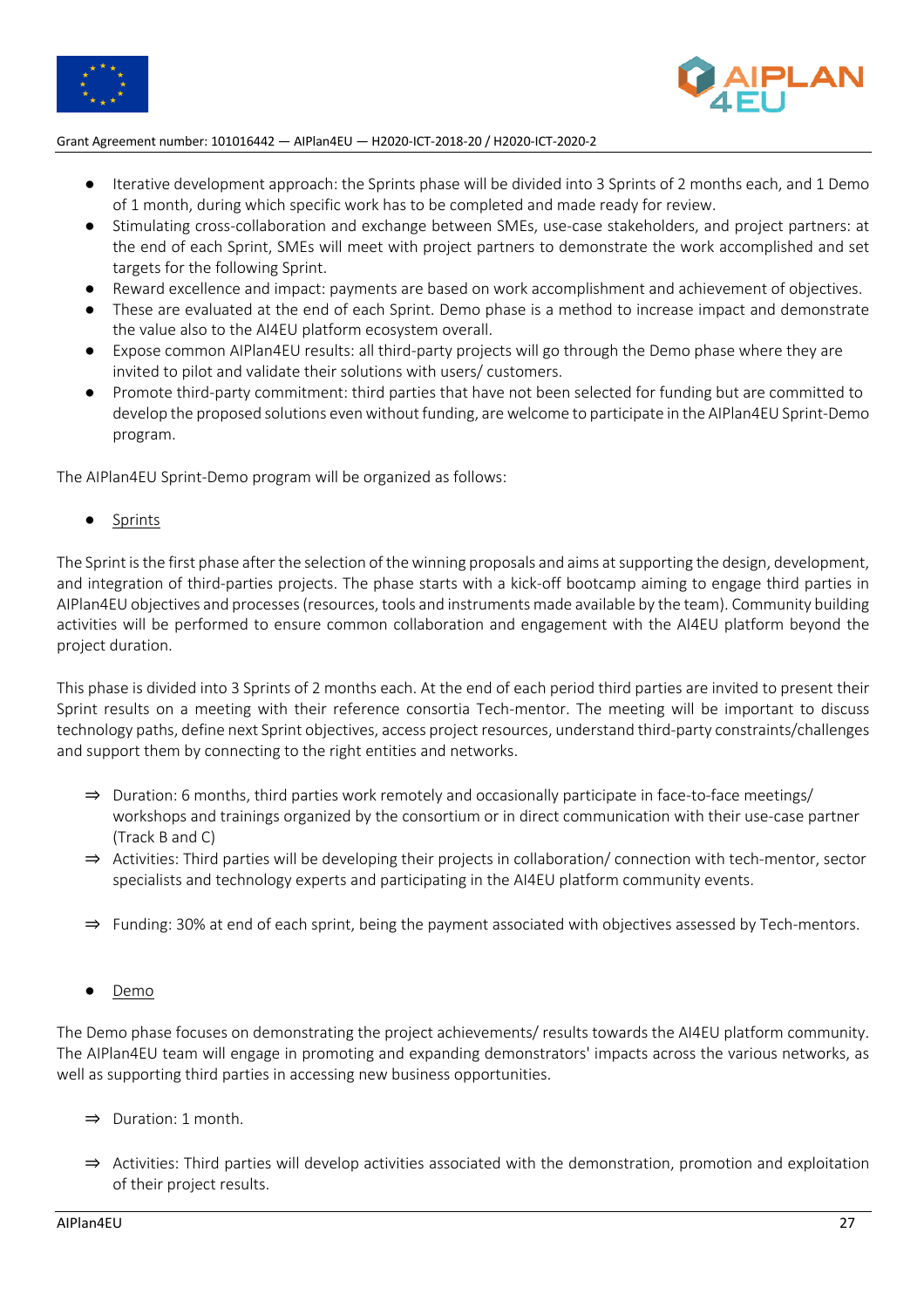- Iterative development approach: the Sprints phase will be divided into 3 Sprints of 2 months each, and 1 Demo of 1 month, during which specific work has to be completed and made ready for review.
- Stimulating cross-collaboration and exchange between SMEs, use-case stakeholders, and project partners: at the end of each Sprint, SMEs will meet with project partners to demonstrate the work accomplished and set targets for the following Sprint.
- Reward excellence and impact: payments are based on work accomplishment and achievement of objectives.
- These are evaluated at the end of each Sprint. Demo phase is a method to increase impact and demonstrate the value also to the AI4EU platform ecosystem overall.
- Expose common AIPlan4EU results: all third-party projects will go through the Demo phase where they are invited to pilot and validate their solutions with users/ customers.
- Promote third-party commitment: third parties that have not been selected for funding but are committed to develop the proposed solutions even without funding, are welcome to participate in the AIPlan4EU Sprint-Demo program.

The AIPlan4EU Sprint-Demo program will be organized as follows:

- <u>Sprints</u>

The Sprint is the first phase after the selection of the winning proposals and aims at supporting the design, development, and integration of third-parties projects. The phase starts with a kick-off bootcamp aiming to engage third parties in AIPlan4EU objectives and processes (resources, tools and instruments made available by the team). Community building activities will be performed to ensure common collaboration and engagement with the AI4EU platform beyond the project duration.

This phase is divided into 3 Sprints of 2 months each. At the end of each period third parties are invited to present their Sprint results on a meeting with their reference consortia Tech-mentor. The meeting will be important to discuss technology paths, define next Sprint objectives, access project resources, understand third-party constraints/challenges and support them by connecting to the right entities and networks.

⇒ Duration: 6 months, third parties work remotely and occasionally participate in face-to-face meetings/ workshops and trainings organized by the consortium or in direct communication with their use-case partner (Track B and C)

⇒ Activities: Third parties will be developing their projects in collaboration/ connection with tech-mentor, sector specialists and technology experts and participating in the AI4EU platform community events.

⇒ Funding: 30% at end of each sprint, being the payment associated with objectives assessed by Tech-mentors.

- <u>Demo</u>

The Demo phase focuses on demonstrating the project achievements/ results towards the AI4EU platform community. The AIPlan4EU team will engage in promoting and expanding demonstrators' impacts across the various networks, as well as supporting third parties in accessing new business opportunities.

⇒ Duration: 1 month.

⇒ Activities: Third parties will develop activities associated with the demonstration, promotion and exploitation of their project results.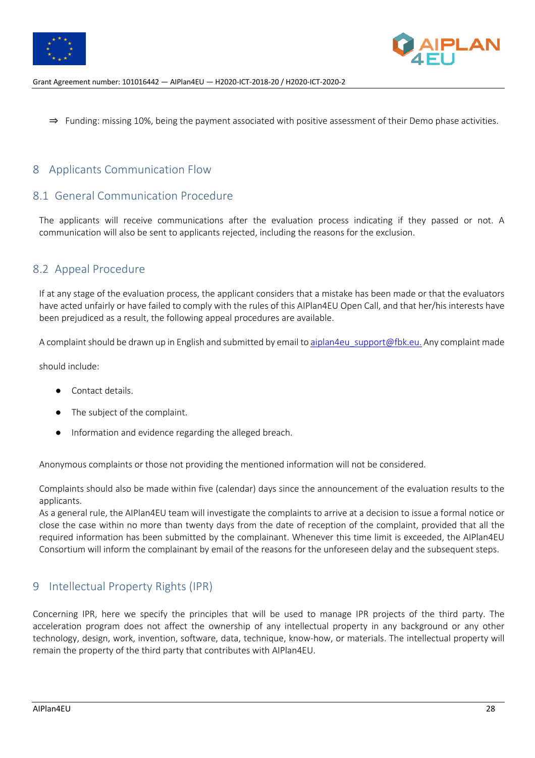⇒ Funding: missing 10%, being the payment associated with positive assessment of their Demo phase activities.

# 8 Applicants Communication Flow

## 8.1 General Communication Procedure

The applicants will receive communications after the evaluation process indicating if they passed or not. A communication will also be sent to applicants rejected, including the reasons for the exclusion.

## 8.2 Appeal Procedure

If at any stage of the evaluation process, the applicant considers that a mistake has been made or that the evaluators have acted unfairly or have failed to comply with the rules of this AIPlan4EU Open Call, and that her/his interests have been prejudiced as a result, the following appeal procedures are available.

A complaint should be drawn up in English and submitted by email to aiplan4eu_support@fbk.eu. Any complaint made should include:

- Contact details.
- The subject of the complaint.
- Information and evidence regarding the alleged breach.

Anonymous complaints or those not providing the mentioned information will not be considered.

Complaints should also be made within five (calendar) days since the announcement of the evaluation results to the applicants.
As a general rule, the AIPlan4EU team will investigate the complaints to arrive at a decision to issue a formal notice or close the case within no more than twenty days from the date of reception of the complaint, provided that all the required information has been submitted by the complainant. Whenever this time limit is exceeded, the AIPlan4EU Consortium will inform the complainant by email of the reasons for the unforeseen delay and the subsequent steps.

# 9 Intellectual Property Rights (IPR)

Concerning IPR, here we specify the principles that will be used to manage IPR projects of the third party. The acceleration program does not affect the ownership of any intellectual property in any background or any other technology, design, work, invention, software, data, technique, know-how, or materials. The intellectual property will remain the property of the third party that contributes with AIPlan4EU.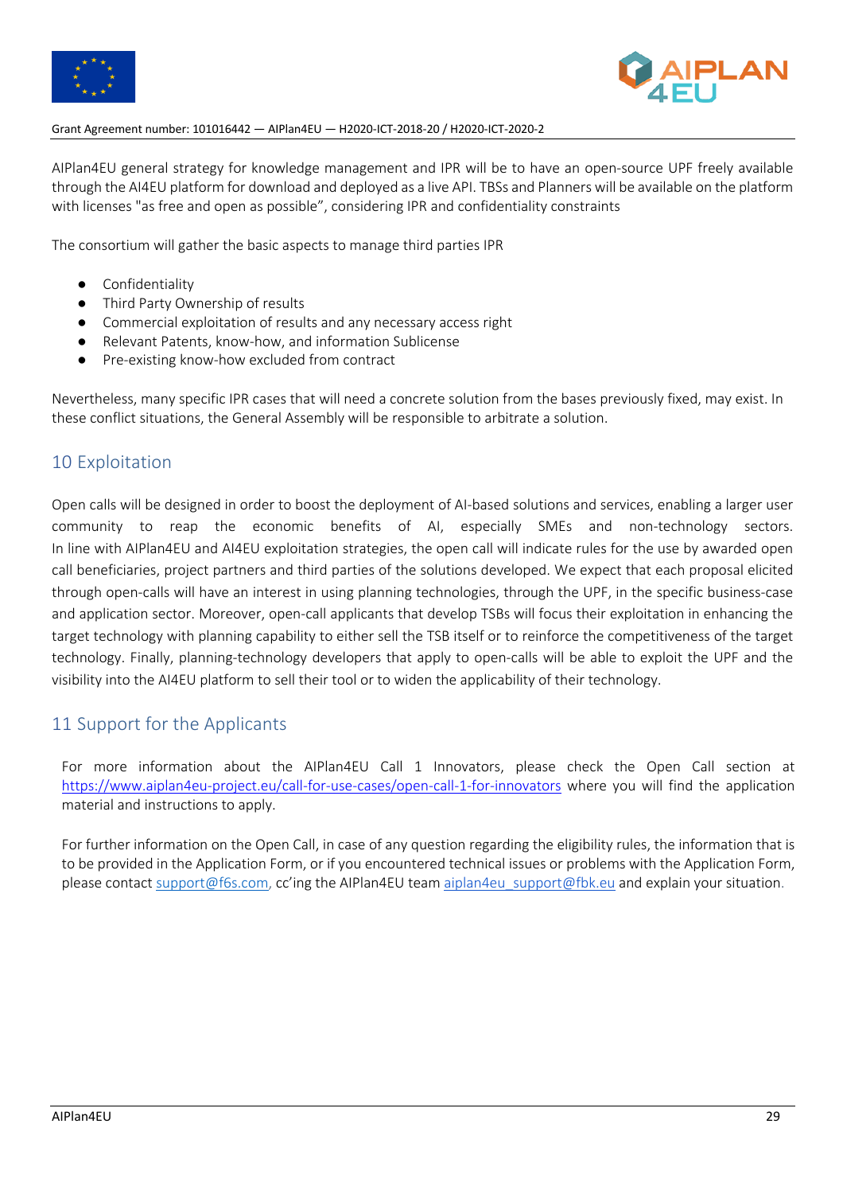AIPlan4EU general strategy for knowledge management and IPR will be to have an open-source UPF freely available through the AI4EU platform for download and deployed as a live API. TBSs and Planners will be available on the platform with licenses "as free and open as possible", considering IPR and confidentiality constraints

The consortium will gather the basic aspects to manage third parties IPR

- Confidentiality
- Third Party Ownership of results
- Commercial exploitation of results and any necessary access right
- Relevant Patents, know-how, and information Sublicense
- Pre-existing know-how excluded from contract

Nevertheless, many specific IPR cases that will need a concrete solution from the bases previously fixed, may exist. In these conflict situations, the General Assembly will be responsible to arbitrate a solution.

# 10 Exploitation

Open calls will be designed in order to boost the deployment of AI-based solutions and services, enabling a larger user community to reap the economic benefits of AI, especially SMEs and non-technology sectors. In line with AIPlan4EU and AI4EU exploitation strategies, the open call will indicate rules for the use by awarded open call beneficiaries, project partners and third parties of the solutions developed. We expect that each proposal elicited through open-calls will have an interest in using planning technologies, through the UPF, in the specific business-case and application sector. Moreover, open-call applicants that develop TSBs will focus their exploitation in enhancing the target technology with planning capability to either sell the TSB itself or to reinforce the competitiveness of the target technology. Finally, planning-technology developers that apply to open-calls will be able to exploit the UPF and the visibility into the AI4EU platform to sell their tool or to widen the applicability of their technology.

# 11 Support for the Applicants

For more information about the AIPlan4EU Call 1 Innovators, please check the Open Call section at https://www.aiplan4eu-project.eu/call-for-use-cases/open-call-1-for-innovators where you will find the application material and instructions to apply.

For further information on the Open Call, in case of any question regarding the eligibility rules, the information that is to be provided in the Application Form, or if you encountered technical issues or problems with the Application Form, please contact support@f6s.com, cc'ing the AIPlan4EU team aiplan4eu_support@fbk.eu and explain your situation.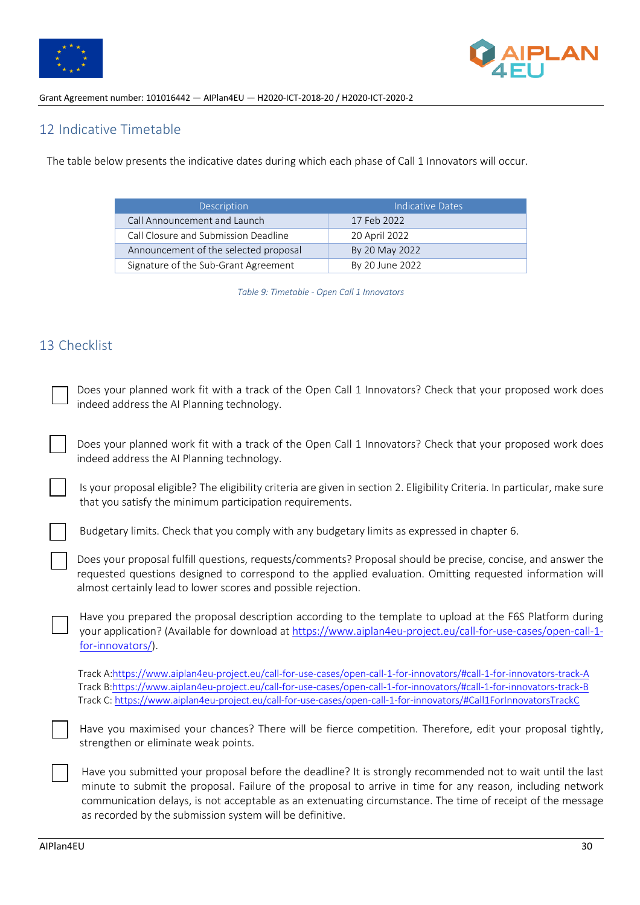## 12 Indicative Timetable

The table below presents the indicative dates during which each phase of Call 1 Innovators will occur.

| Description | Indicative Dates |
|---|---|
| Call Announcement and Launch | 17 Feb 2022 |
| Call Closure and Submission Deadline | 20 April 2022 |
| Announcement of the selected proposal | By 20 May 2022 |
| Signature of the Sub-Grant Agreement | By 20 June 2022 |

*Table 9: Timetable - Open Call 1 Innovators*

## 13 Checklist

- [ ] Does your planned work fit with a track of the Open Call 1 Innovators? Check that your proposed work does indeed address the AI Planning technology.

- [ ] Does your planned work fit with a track of the Open Call 1 Innovators? Check that your proposed work does indeed address the AI Planning technology.

- [ ] Is your proposal eligible? The eligibility criteria are given in section 2. Eligibility Criteria. In particular, make sure that you satisfy the minimum participation requirements.

- [ ] Budgetary limits. Check that you comply with any budgetary limits as expressed in chapter 6.

- [ ] Does your proposal fulfill questions, requests/comments? Proposal should be precise, concise, and answer the requested questions designed to correspond to the applied evaluation. Omitting requested information will almost certainly lead to lower scores and possible rejection.

- [ ] Have you prepared the proposal description according to the template to upload at the F6S Platform during your application? (Available for download at https://www.aiplan4eu-project.eu/call-for-use-cases/open-call-1-for-innovators/).

  Track A:https://www.aiplan4eu-project.eu/call-for-use-cases/open-call-1-for-innovators/#call-1-for-innovators-track-A
  Track B:https://www.aiplan4eu-project.eu/call-for-use-cases/open-call-1-for-innovators/#call-1-for-innovators-track-B
  Track C: https://www.aiplan4eu-project.eu/call-for-use-cases/open-call-1-for-innovators/#Call1ForInnovatorsTrackC

- [ ] Have you maximised your chances? There will be fierce competition. Therefore, edit your proposal tightly, strengthen or eliminate weak points.

- [ ] Have you submitted your proposal before the deadline? It is strongly recommended not to wait until the last minute to submit the proposal. Failure of the proposal to arrive in time for any reason, including network communication delays, is not acceptable as an extenuating circumstance. The time of receipt of the message as recorded by the submission system will be definitive.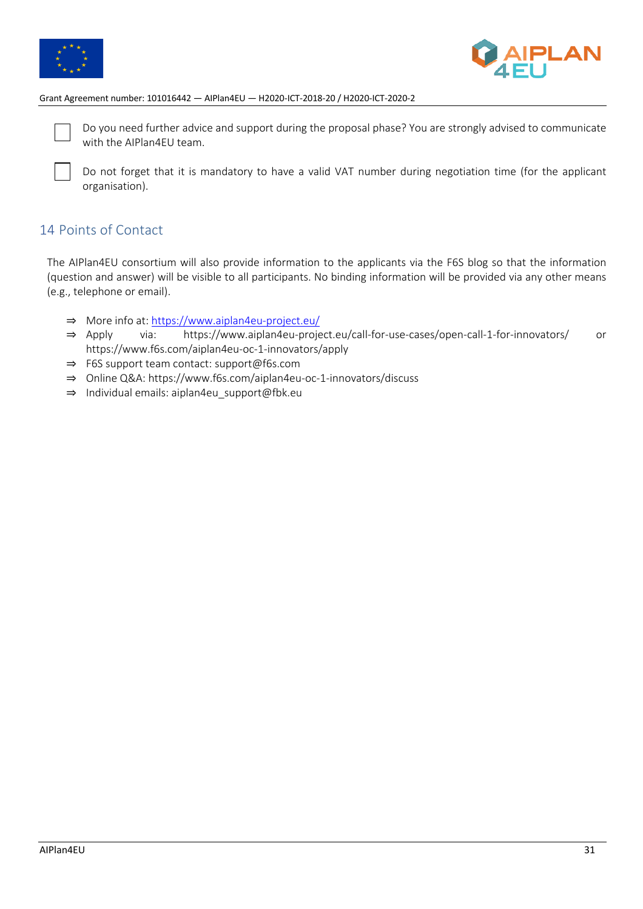- [ ] Do you need further advice and support during the proposal phase? You are strongly advised to communicate with the AIPlan4EU team.
- [ ] Do not forget that it is mandatory to have a valid VAT number during negotiation time (for the applicant organisation).

## 14 Points of Contact

The AIPlan4EU consortium will also provide information to the applicants via the F6S blog so that the information (question and answer) will be visible to all participants. No binding information will be provided via any other means (e.g., telephone or email).

- ⇒ More info at: [https://www.aiplan4eu-project.eu/](https://www.aiplan4eu-project.eu/)
- ⇒ Apply via: https://www.aiplan4eu-project.eu/call-for-use-cases/open-call-1-for-innovators/ or https://www.f6s.com/aiplan4eu-oc-1-innovators/apply
- ⇒ F6S support team contact: support@f6s.com
- ⇒ Online Q&A: https://www.f6s.com/aiplan4eu-oc-1-innovators/discuss
- ⇒ Individual emails: aiplan4eu_support@fbk.eu